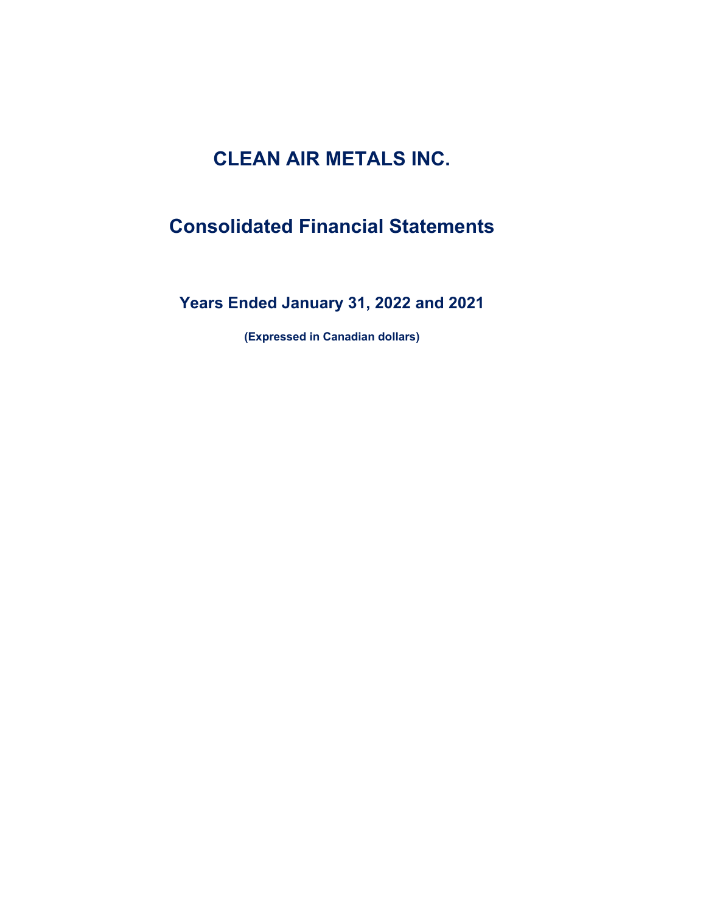# CLEAN AIR METALS INC.

# Consolidated Financial Statements

## Years Ended January 31, 2022 and 2021

**(Expressed in Canadian dollars)**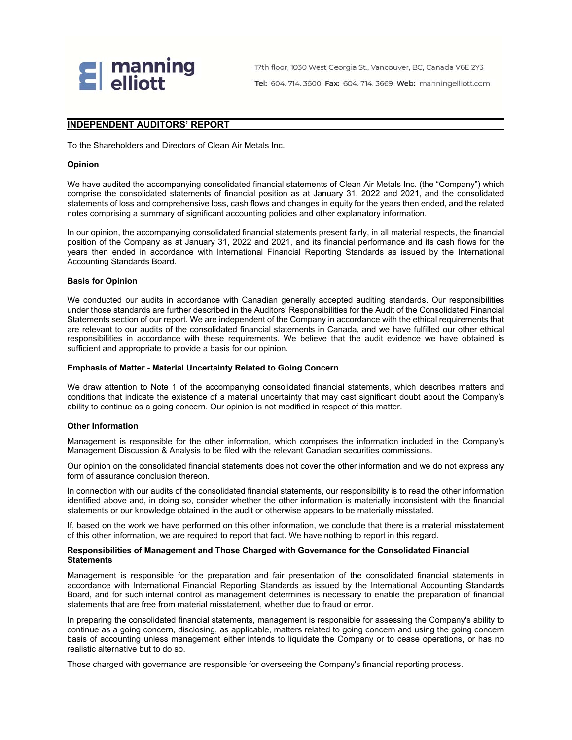manning elliott

17th floor, 1030 West Georgia St., Vancouver, BC, Canada V6E 2Y3

**Tel:** 604. 714. 3600 **Fax:** 604. 714. 3669 **Web:** manningelliott.com

## INDEPENDENT AUDITORS' REPORT

To the Shareholders and Directors of Clean Air Metals Inc.

### Opinion

We have audited the accompanying consolidated financial statements of Clean Air Metals Inc. (the "Company") which comprise the consolidated statements of financial position as at January 31, 2022 and 2021, and the consolidated statements of loss and comprehensive loss, cash flows and changes in equity for the years then ended, and the related notes comprising a summary of significant accounting policies and other explanatory information.

In our opinion, the accompanying consolidated financial statements present fairly, in all material respects, the financial position of the Company as at January 31, 2022 and 2021, and its financial performance and its cash flows for the years then ended in accordance with International Financial Reporting Standards as issued by the International Accounting Standards Board.

### Basis for Opinion

We conducted our audits in accordance with Canadian generally accepted auditing standards. Our responsibilities under those standards are further described in the Auditors' Responsibilities for the Audit of the Consolidated Financial Statements section of our report. We are independent of the Company in accordance with the ethical requirements that are relevant to our audits of the consolidated financial statements in Canada, and we have fulfilled our other ethical responsibilities in accordance with these requirements. We believe that the audit evidence we have obtained is sufficient and appropriate to provide a basis for our opinion.

### Emphasis of Matter - Material Uncertainty Related to Going Concern

We draw attention to Note 1 of the accompanying consolidated financial statements, which describes matters and conditions that indicate the existence of a material uncertainty that may cast significant doubt about the Company's ability to continue as a going concern. Our opinion is not modified in respect of this matter.

### Other Information

Management is responsible for the other information, which comprises the information included in the Company's Management Discussion & Analysis to be filed with the relevant Canadian securities commissions.

Our opinion on the consolidated financial statements does not cover the other information and we do not express any form of assurance conclusion thereon.

In connection with our audits of the consolidated financial statements, our responsibility is to read the other information identified above and, in doing so, consider whether the other information is materially inconsistent with the financial statements or our knowledge obtained in the audit or otherwise appears to be materially misstated.

If, based on the work we have performed on this other information, we conclude that there is a material misstatement of this other information, we are required to report that fact. We have nothing to report in this regard.

### Responsibilities of Management and Those Charged with Governance for the Consolidated Financial Statements

Management is responsible for the preparation and fair presentation of the consolidated financial statements in accordance with International Financial Reporting Standards as issued by the International Accounting Standards Board, and for such internal control as management determines is necessary to enable the preparation of financial statements that are free from material misstatement, whether due to fraud or error.

In preparing the consolidated financial statements, management is responsible for assessing the Company's ability to continue as a going concern, disclosing, as applicable, matters related to going concern and using the going concern basis of accounting unless management either intends to liquidate the Company or to cease operations, or has no realistic alternative but to do so.

Those charged with governance are responsible for overseeing the Company's financial reporting process.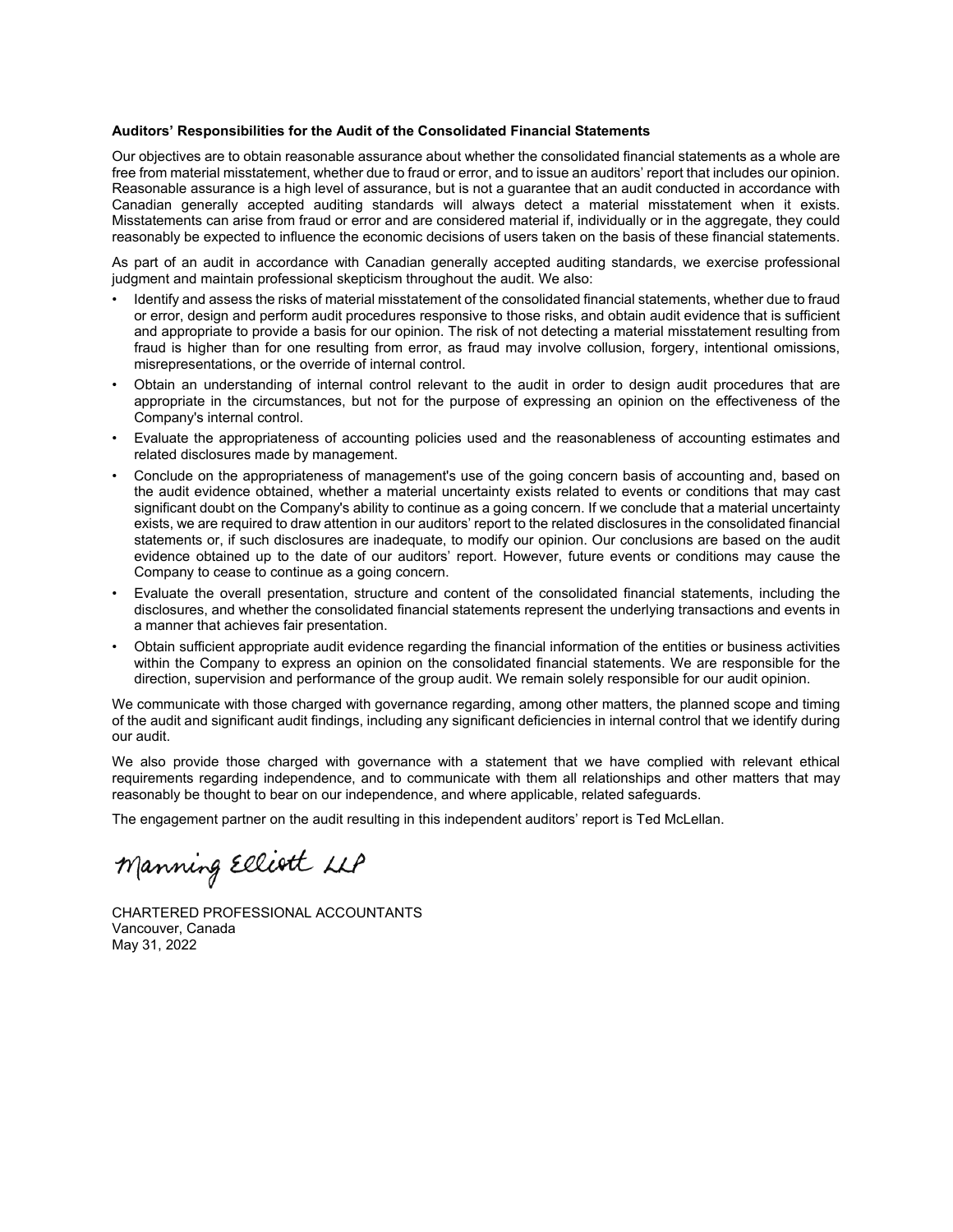**Auditors' Responsibilities for the Audit of the Consolidated Financial Statements**

Our objectives are to obtain reasonable assurance about whether the consolidated financial statements as a whole are free from material misstatement, whether due to fraud or error, and to issue an auditors' report that includes our opinion. Reasonable assurance is a high level of assurance, but is not a guarantee that an audit conducted in accordance with Canadian generally accepted auditing standards will always detect a material misstatement when it exists. Misstatements can arise from fraud or error and are considered material if, individually or in the aggregate, they could reasonably be expected to influence the economic decisions of users taken on the basis of these financial statements.

As part of an audit in accordance with Canadian generally accepted auditing standards, we exercise professional judgment and maintain professional skepticism throughout the audit. We also:

- Identify and assess the risks of material misstatement of the consolidated financial statements, whether due to fraud or error, design and perform audit procedures responsive to those risks, and obtain audit evidence that is sufficient and appropriate to provide a basis for our opinion. The risk of not detecting a material misstatement resulting from fraud is higher than for one resulting from error, as fraud may involve collusion, forgery, intentional omissions, misrepresentations, or the override of internal control.
- Obtain an understanding of internal control relevant to the audit in order to design audit procedures that are appropriate in the circumstances, but not for the purpose of expressing an opinion on the effectiveness of the Company's internal control.
- Evaluate the appropriateness of accounting policies used and the reasonableness of accounting estimates and related disclosures made by management.
- Conclude on the appropriateness of management's use of the going concern basis of accounting and, based on the audit evidence obtained, whether a material uncertainty exists related to events or conditions that may cast significant doubt on the Company's ability to continue as a going concern. If we conclude that a material uncertainty exists, we are required to draw attention in our auditors' report to the related disclosures in the consolidated financial statements or, if such disclosures are inadequate, to modify our opinion. Our conclusions are based on the audit evidence obtained up to the date of our auditors' report. However, future events or conditions may cause the Company to cease to continue as a going concern.
- Evaluate the overall presentation, structure and content of the consolidated financial statements, including the disclosures, and whether the consolidated financial statements represent the underlying transactions and events in a manner that achieves fair presentation.
- Obtain sufficient appropriate audit evidence regarding the financial information of the entities or business activities within the Company to express an opinion on the consolidated financial statements. We are responsible for the direction, supervision and performance of the group audit. We remain solely responsible for our audit opinion.

We communicate with those charged with governance regarding, among other matters, the planned scope and timing of the audit and significant audit findings, including any significant deficiencies in internal control that we identify during our audit.

We also provide those charged with governance with a statement that we have complied with relevant ethical requirements regarding independence, and to communicate with them all relationships and other matters that may reasonably be thought to bear on our independence, and where applicable, related safeguards.

The engagement partner on the audit resulting in this independent auditors' report is Ted McLellan.

*Manning Elliott LLP*

CHARTERED PROFESSIONAL ACCOUNTANTS
Vancouver, Canada
May 31, 2022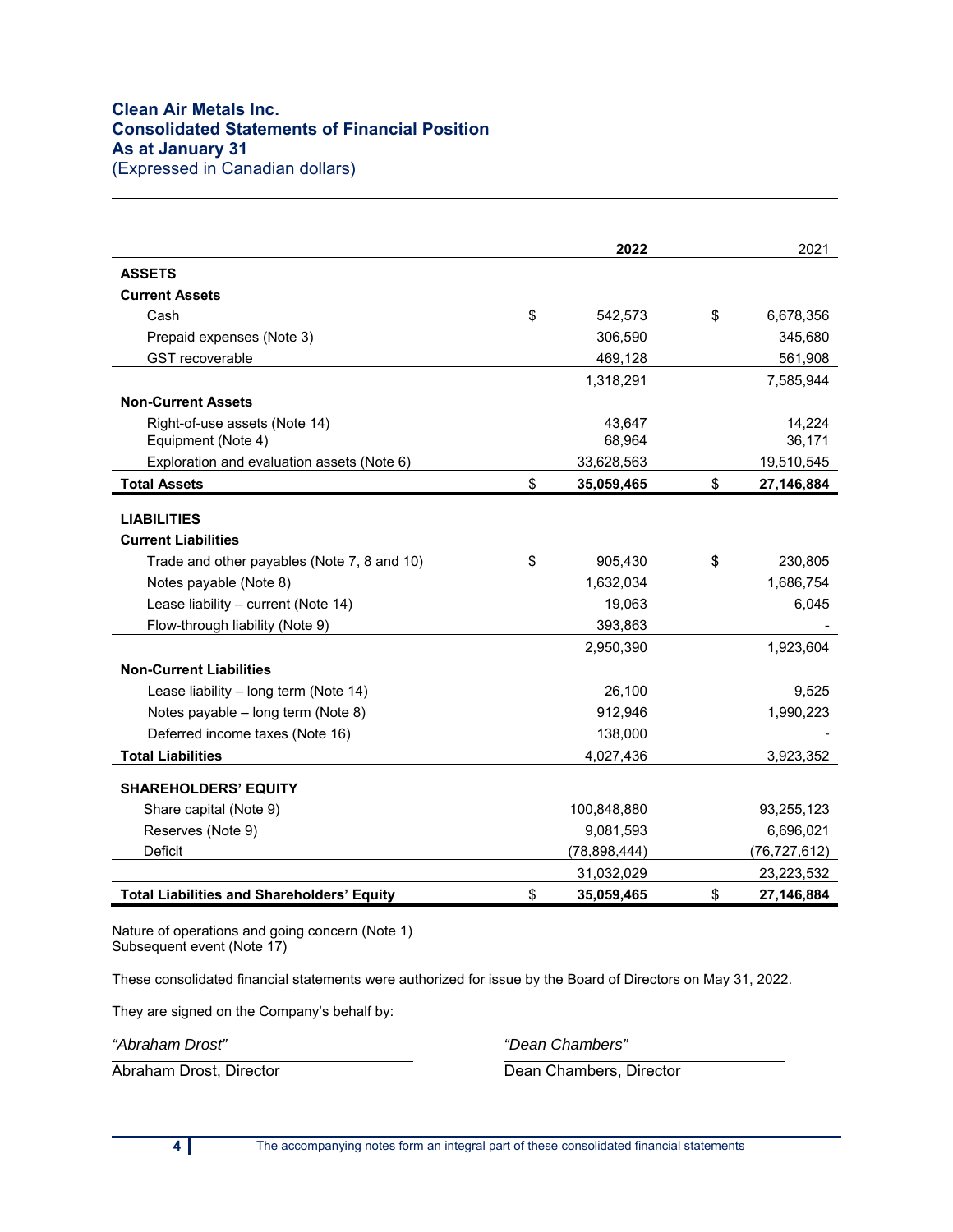# Clean Air Metals Inc.
## Consolidated Statements of Financial Position
## As at January 31
(Expressed in Canadian dollars)

| | | 2022 | | 2021 |
|---|---|---|---|---|
| **ASSETS** | | | | |
| **Current Assets** | | | | |
| Cash | $ | 542,573 | $ | 6,678,356 |
| Prepaid expenses (Note 3) | | 306,590 | | 345,680 |
| GST recoverable | | 469,128 | | 561,908 |
| | | 1,318,291 | | 7,585,944 |
| **Non-Current Assets** | | | | |
| Right-of-use assets (Note 14) | | 43,647 | | 14,224 |
| Equipment (Note 4) | | 68,964 | | 36,171 |
| Exploration and evaluation assets (Note 6) | | 33,628,563 | | 19,510,545 |
| **Total Assets** | $ | **35,059,465** | $ | **27,146,884** |
| **LIABILITIES** | | | | |
| **Current Liabilities** | | | | |
| Trade and other payables (Note 7, 8 and 10) | $ | 905,430 | $ | 230,805 |
| Notes payable (Note 8) | | 1,632,034 | | 1,686,754 |
| Lease liability – current (Note 14) | | 19,063 | | 6,045 |
| Flow-through liability (Note 9) | | 393,863 | | - |
| | | 2,950,390 | | 1,923,604 |
| **Non-Current Liabilities** | | | | |
| Lease liability – long term (Note 14) | | 26,100 | | 9,525 |
| Notes payable – long term (Note 8) | | 912,946 | | 1,990,223 |
| Deferred income taxes (Note 16) | | 138,000 | | - |
| **Total Liabilities** | | 4,027,436 | | 3,923,352 |
| **SHAREHOLDERS' EQUITY** | | | | |
| Share capital (Note 9) | | 100,848,880 | | 93,255,123 |
| Reserves (Note 9) | | 9,081,593 | | 6,696,021 |
| Deficit | | (78,898,444) | | (76,727,612) |
| | | 31,032,029 | | 23,223,532 |
| **Total Liabilities and Shareholders' Equity** | $ | **35,059,465** | $ | **27,146,884** |

Nature of operations and going concern (Note 1)
Subsequent event (Note 17)

These consolidated financial statements were authorized for issue by the Board of Directors on May 31, 2022.

They are signed on the Company's behalf by:

| | |
|---|---|
| *"Abraham Drost"* | *"Dean Chambers"* |
| Abraham Drost, Director | Dean Chambers, Director |

The accompanying notes form an integral part of these consolidated financial statements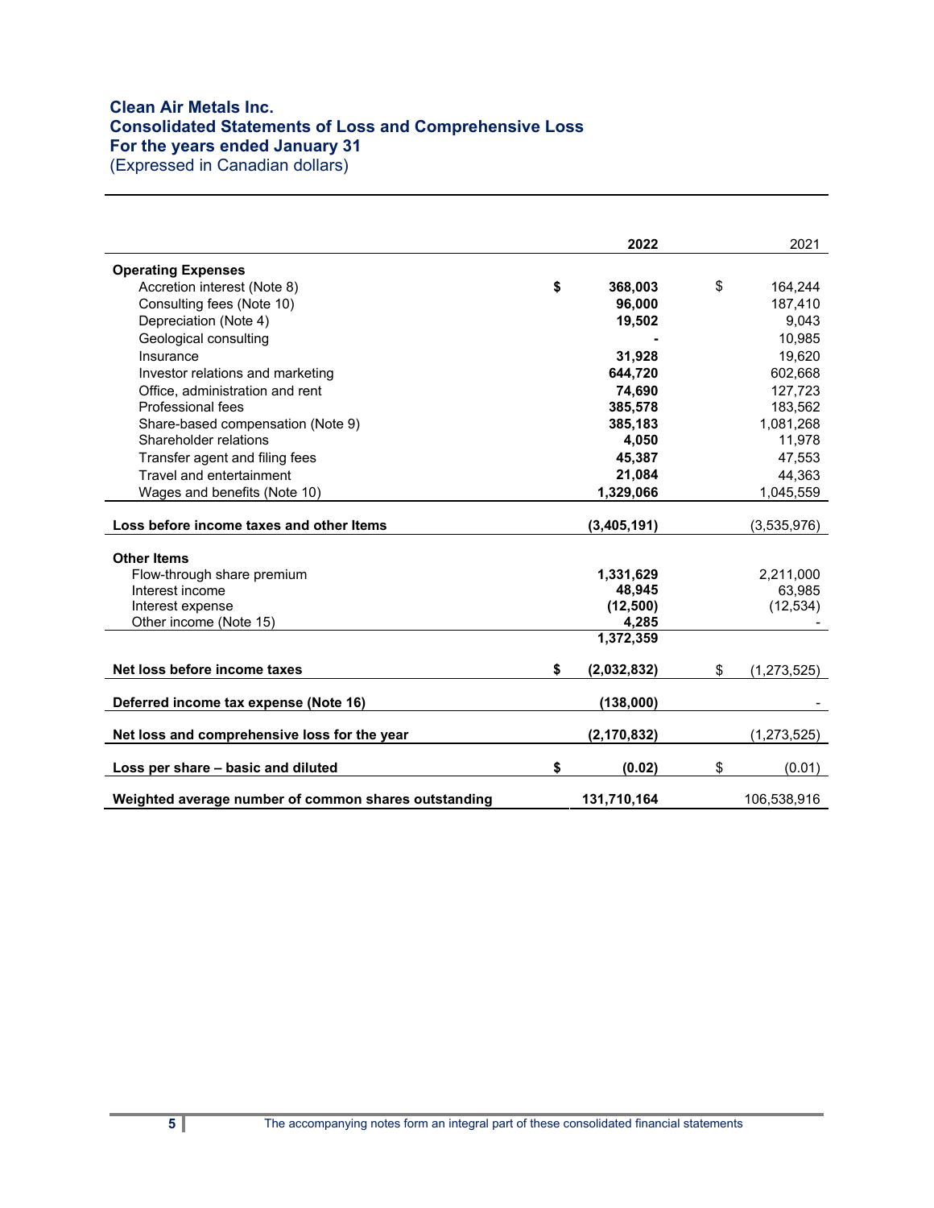**Clean Air Metals Inc.**
**Consolidated Statements of Loss and Comprehensive Loss**
**For the years ended January 31**
(Expressed in Canadian dollars)

| | 2022 | 2021 |
|---|---|---|
| **Operating Expenses** | | |
| Accretion interest (Note 8) | $ 368,003 | $ 164,244 |
| Consulting fees (Note 10) | 96,000 | 187,410 |
| Depreciation (Note 4) | 19,502 | 9,043 |
| Geological consulting | - | 10,985 |
| Insurance | 31,928 | 19,620 |
| Investor relations and marketing | 644,720 | 602,668 |
| Office, administration and rent | 74,690 | 127,723 |
| Professional fees | 385,578 | 183,562 |
| Share-based compensation (Note 9) | 385,183 | 1,081,268 |
| Shareholder relations | 4,050 | 11,978 |
| Transfer agent and filing fees | 45,387 | 47,553 |
| Travel and entertainment | 21,084 | 44,363 |
| Wages and benefits (Note 10) | 1,329,066 | 1,045,559 |
| **Loss before income taxes and other Items** | (3,405,191) | (3,535,976) |
| **Other Items** | | |
| Flow-through share premium | 1,331,629 | 2,211,000 |
| Interest income | 48,945 | 63,985 |
| Interest expense | (12,500) | (12,534) |
| Other income (Note 15) | 4,285 | - |
| | 1,372,359 | |
| **Net loss before income taxes** | $ (2,032,832) | $ (1,273,525) |
| **Deferred income tax expense (Note 16)** | (138,000) | - |
| **Net loss and comprehensive loss for the year** | (2,170,832) | (1,273,525) |
| **Loss per share – basic and diluted** | $ (0.02) | $ (0.01) |
| **Weighted average number of common shares outstanding** | 131,710,164 | 106,538,916 |

The accompanying notes form an integral part of these consolidated financial statements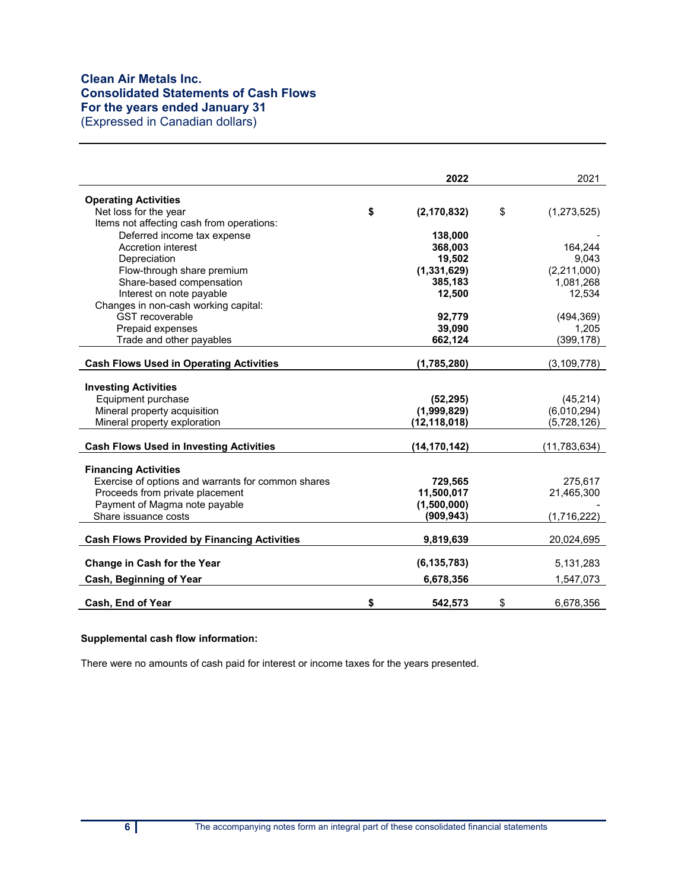# Clean Air Metals Inc.
## Consolidated Statements of Cash Flows
## For the years ended January 31
(Expressed in Canadian dollars)

| | 2022 | 2021 |
|---|---|---|
| **Operating Activities** | | |
| Net loss for the year | $ **(2,170,832)** | $ (1,273,525) |
| Items not affecting cash from operations: | | |
| Deferred income tax expense | **138,000** | - |
| Accretion interest | **368,003** | 164,244 |
| Depreciation | **19,502** | 9,043 |
| Flow-through share premium | **(1,331,629)** | (2,211,000) |
| Share-based compensation | **385,183** | 1,081,268 |
| Interest on note payable | **12,500** | 12,534 |
| Changes in non-cash working capital: | | |
| GST recoverable | **92,779** | (494,369) |
| Prepaid expenses | **39,090** | 1,205 |
| Trade and other payables | **662,124** | (399,178) |
| **Cash Flows Used in Operating Activities** | **(1,785,280)** | (3,109,778) |
| **Investing Activities** | | |
| Equipment purchase | **(52,295)** | (45,214) |
| Mineral property acquisition | **(1,999,829)** | (6,010,294) |
| Mineral property exploration | **(12,118,018)** | (5,728,126) |
| **Cash Flows Used in Investing Activities** | **(14,170,142)** | (11,783,634) |
| **Financing Activities** | | |
| Exercise of options and warrants for common shares | **729,565** | 275,617 |
| Proceeds from private placement | **11,500,017** | 21,465,300 |
| Payment of Magma note payable | **(1,500,000)** | - |
| Share issuance costs | **(909,943)** | (1,716,222) |
| **Cash Flows Provided by Financing Activities** | **9,819,639** | 20,024,695 |
| **Change in Cash for the Year** | **(6,135,783)** | 5,131,283 |
| **Cash, Beginning of Year** | **6,678,356** | 1,547,073 |
| **Cash, End of Year** | $ **542,573** | $ 6,678,356 |

**Supplemental cash flow information:**

There were no amounts of cash paid for interest or income taxes for the years presented.

The accompanying notes form an integral part of these consolidated financial statements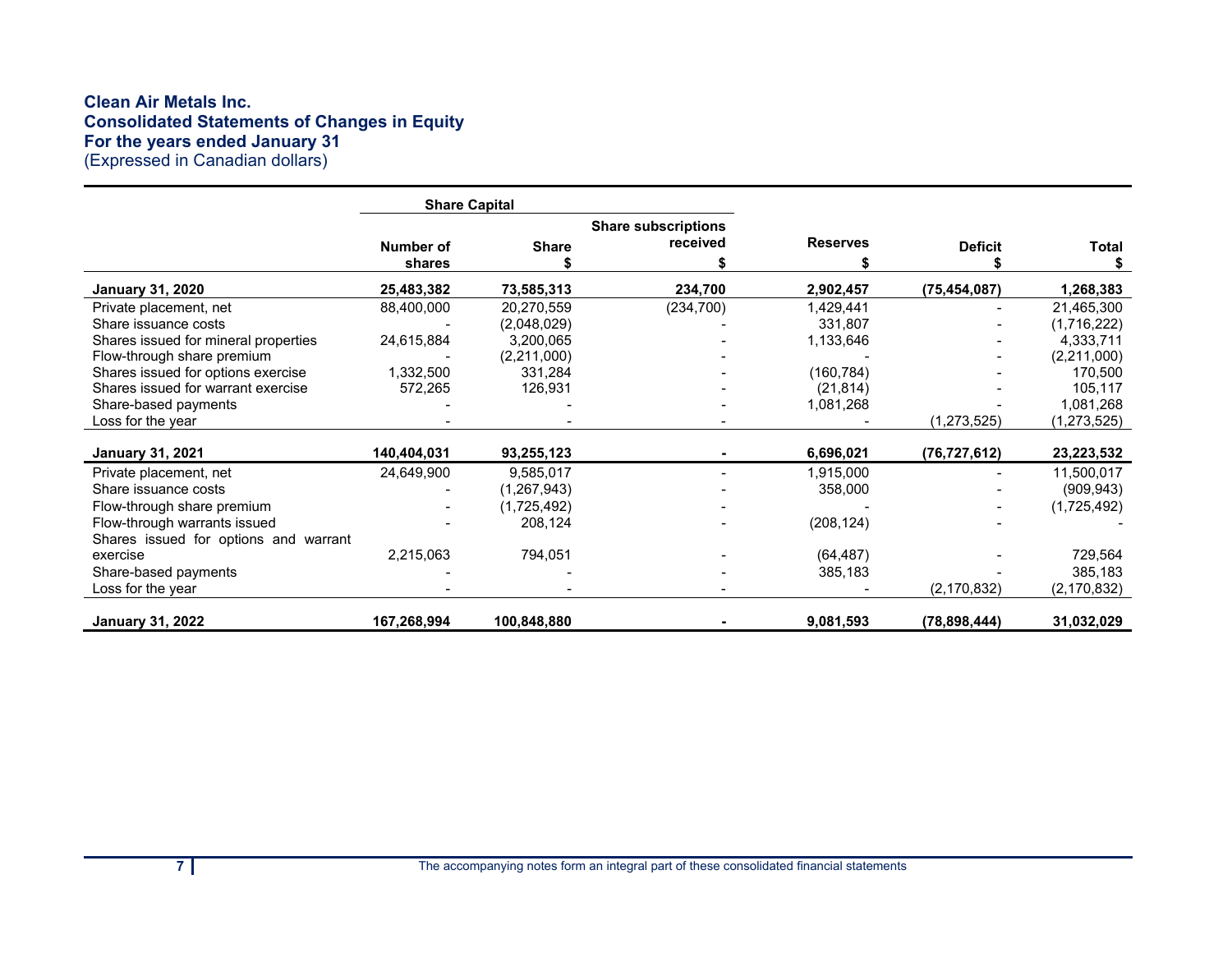**Clean Air Metals Inc.**
**Consolidated Statements of Changes in Equity**
**For the years ended January 31**
(Expressed in Canadian dollars)

| | Share Capital | | | | | |
|---|---|---|---|---|---|---|
| | Number of shares | Share $ | Share subscriptions received $ | Reserves $ | Deficit $ | Total $ |
| **January 31, 2020** | **25,483,382** | **73,585,313** | **234,700** | **2,902,457** | **(75,454,087)** | **1,268,383** |
| Private placement, net | 88,400,000 | 20,270,559 | (234,700) | 1,429,441 | - | 21,465,300 |
| Share issuance costs | - | (2,048,029) | - | 331,807 | - | (1,716,222) |
| Shares issued for mineral properties | 24,615,884 | 3,200,065 | - | 1,133,646 | - | 4,333,711 |
| Flow-through share premium | - | (2,211,000) | - | - | - | (2,211,000) |
| Shares issued for options exercise | 1,332,500 | 331,284 | - | (160,784) | - | 170,500 |
| Shares issued for warrant exercise | 572,265 | 126,931 | - | (21,814) | - | 105,117 |
| Share-based payments | - | - | - | 1,081,268 | - | 1,081,268 |
| Loss for the year | - | - | - | - | (1,273,525) | (1,273,525) |
| **January 31, 2021** | **140,404,031** | **93,255,123** | **-** | **6,696,021** | **(76,727,612)** | **23,223,532** |
| Private placement, net | 24,649,900 | 9,585,017 | - | 1,915,000 | - | 11,500,017 |
| Share issuance costs | - | (1,267,943) | - | 358,000 | - | (909,943) |
| Flow-through share premium | - | (1,725,492) | - | - | - | (1,725,492) |
| Flow-through warrants issued | - | 208,124 | - | (208,124) | - | - |
| Shares issued for options and warrant exercise | 2,215,063 | 794,051 | - | (64,487) | - | 729,564 |
| Share-based payments | - | - | - | 385,183 | - | 385,183 |
| Loss for the year | - | - | - | - | (2,170,832) | (2,170,832) |
| **January 31, 2022** | **167,268,994** | **100,848,880** | **-** | **9,081,593** | **(78,898,444)** | **31,032,029** |

The accompanying notes form an integral part of these consolidated financial statements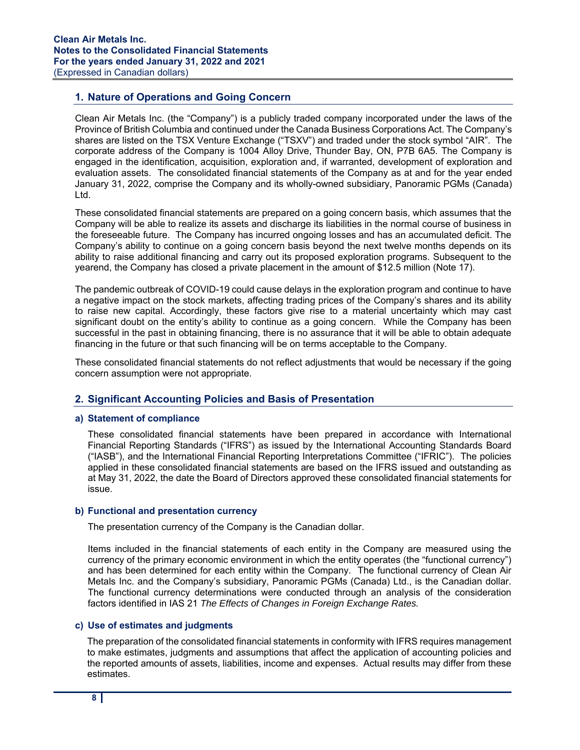## 1. Nature of Operations and Going Concern

Clean Air Metals Inc. (the "Company") is a publicly traded company incorporated under the laws of the Province of British Columbia and continued under the Canada Business Corporations Act. The Company's shares are listed on the TSX Venture Exchange ("TSXV") and traded under the stock symbol "AIR". The corporate address of the Company is 1004 Alloy Drive, Thunder Bay, ON, P7B 6A5. The Company is engaged in the identification, acquisition, exploration and, if warranted, development of exploration and evaluation assets. The consolidated financial statements of the Company as at and for the year ended January 31, 2022, comprise the Company and its wholly-owned subsidiary, Panoramic PGMs (Canada) Ltd.

These consolidated financial statements are prepared on a going concern basis, which assumes that the Company will be able to realize its assets and discharge its liabilities in the normal course of business in the foreseeable future. The Company has incurred ongoing losses and has an accumulated deficit. The Company's ability to continue on a going concern basis beyond the next twelve months depends on its ability to raise additional financing and carry out its proposed exploration programs. Subsequent to the yearend, the Company has closed a private placement in the amount of $12.5 million (Note 17).

The pandemic outbreak of COVID-19 could cause delays in the exploration program and continue to have a negative impact on the stock markets, affecting trading prices of the Company's shares and its ability to raise new capital. Accordingly, these factors give rise to a material uncertainty which may cast significant doubt on the entity's ability to continue as a going concern. While the Company has been successful in the past in obtaining financing, there is no assurance that it will be able to obtain adequate financing in the future or that such financing will be on terms acceptable to the Company.

These consolidated financial statements do not reflect adjustments that would be necessary if the going concern assumption were not appropriate.

## 2. Significant Accounting Policies and Basis of Presentation

### a) Statement of compliance

These consolidated financial statements have been prepared in accordance with International Financial Reporting Standards ("IFRS") as issued by the International Accounting Standards Board ("IASB"), and the International Financial Reporting Interpretations Committee ("IFRIC"). The policies applied in these consolidated financial statements are based on the IFRS issued and outstanding as at May 31, 2022, the date the Board of Directors approved these consolidated financial statements for issue.

### b) Functional and presentation currency

The presentation currency of the Company is the Canadian dollar.

Items included in the financial statements of each entity in the Company are measured using the currency of the primary economic environment in which the entity operates (the "functional currency") and has been determined for each entity within the Company. The functional currency of Clean Air Metals Inc. and the Company's subsidiary, Panoramic PGMs (Canada) Ltd., is the Canadian dollar. The functional currency determinations were conducted through an analysis of the consideration factors identified in IAS 21 *The Effects of Changes in Foreign Exchange Rates.*

### c) Use of estimates and judgments

The preparation of the consolidated financial statements in conformity with IFRS requires management to make estimates, judgments and assumptions that affect the application of accounting policies and the reported amounts of assets, liabilities, income and expenses. Actual results may differ from these estimates.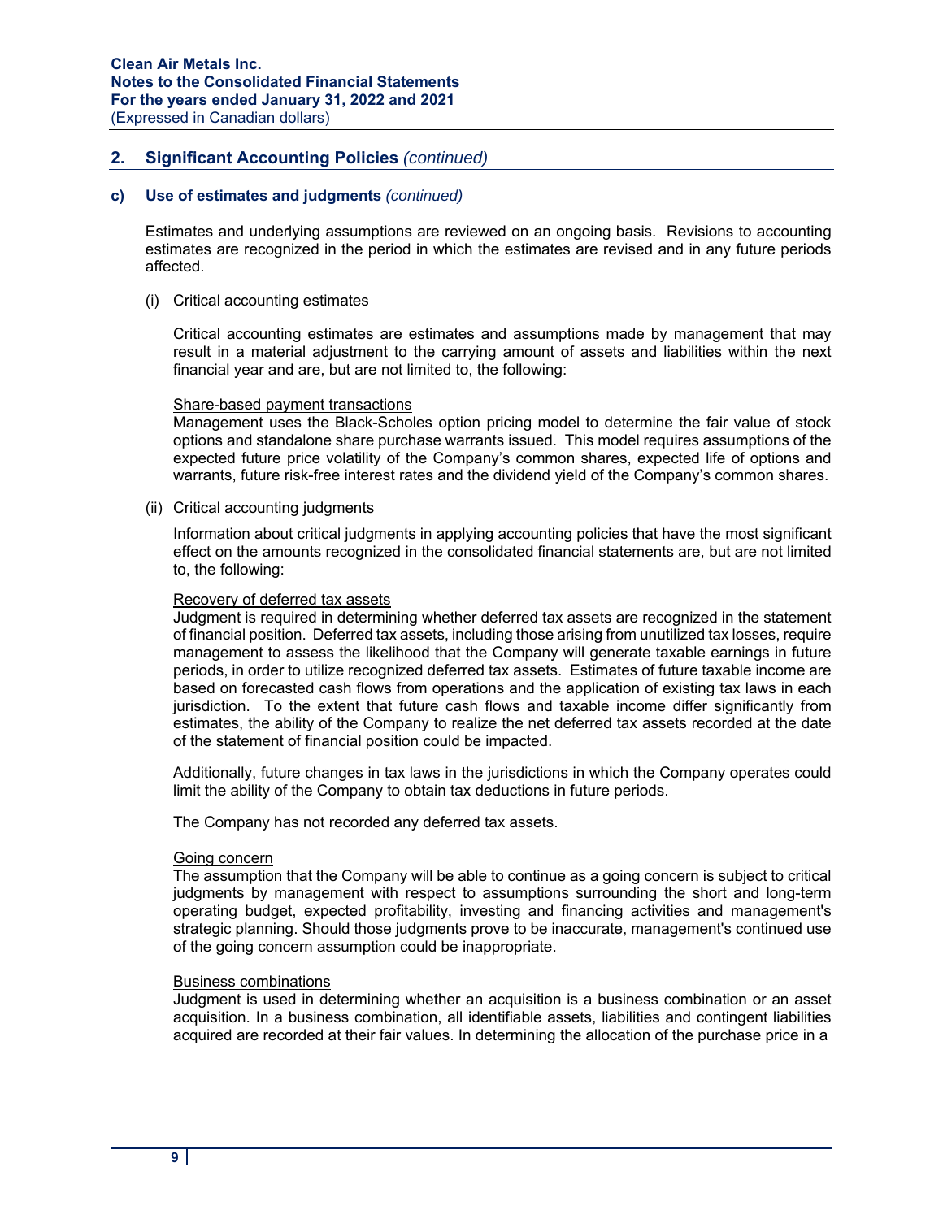## 2. Significant Accounting Policies *(continued)*

### c) Use of estimates and judgments *(continued)*

Estimates and underlying assumptions are reviewed on an ongoing basis. Revisions to accounting estimates are recognized in the period in which the estimates are revised and in any future periods affected.

(i) Critical accounting estimates

Critical accounting estimates are estimates and assumptions made by management that may result in a material adjustment to the carrying amount of assets and liabilities within the next financial year and are, but are not limited to, the following:

<u>Share-based payment transactions</u>
Management uses the Black-Scholes option pricing model to determine the fair value of stock options and standalone share purchase warrants issued. This model requires assumptions of the expected future price volatility of the Company's common shares, expected life of options and warrants, future risk-free interest rates and the dividend yield of the Company's common shares.

(ii) Critical accounting judgments

Information about critical judgments in applying accounting policies that have the most significant effect on the amounts recognized in the consolidated financial statements are, but are not limited to, the following:

<u>Recovery of deferred tax assets</u>
Judgment is required in determining whether deferred tax assets are recognized in the statement of financial position. Deferred tax assets, including those arising from unutilized tax losses, require management to assess the likelihood that the Company will generate taxable earnings in future periods, in order to utilize recognized deferred tax assets. Estimates of future taxable income are based on forecasted cash flows from operations and the application of existing tax laws in each jurisdiction. To the extent that future cash flows and taxable income differ significantly from estimates, the ability of the Company to realize the net deferred tax assets recorded at the date of the statement of financial position could be impacted.

Additionally, future changes in tax laws in the jurisdictions in which the Company operates could limit the ability of the Company to obtain tax deductions in future periods.

The Company has not recorded any deferred tax assets.

<u>Going concern</u>
The assumption that the Company will be able to continue as a going concern is subject to critical judgments by management with respect to assumptions surrounding the short and long-term operating budget, expected profitability, investing and financing activities and management's strategic planning. Should those judgments prove to be inaccurate, management's continued use of the going concern assumption could be inappropriate.

<u>Business combinations</u>
Judgment is used in determining whether an acquisition is a business combination or an asset acquisition. In a business combination, all identifiable assets, liabilities and contingent liabilities acquired are recorded at their fair values. In determining the allocation of the purchase price in a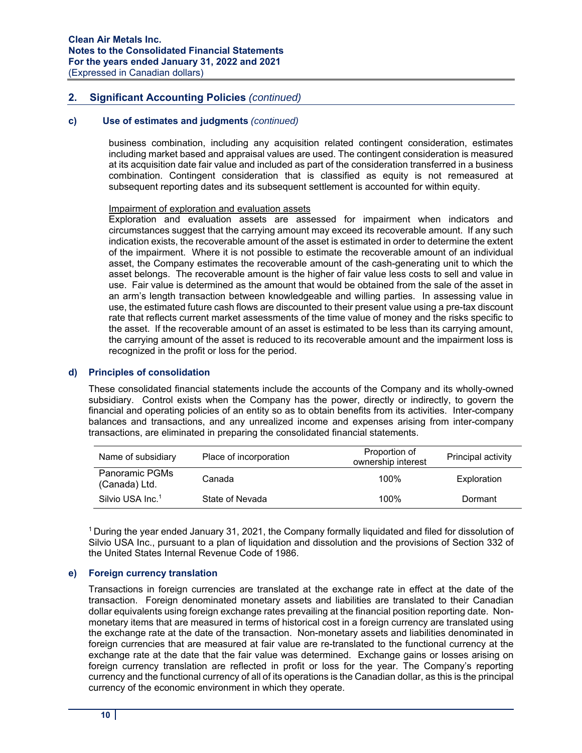## 2. Significant Accounting Policies *(continued)*

### c) Use of estimates and judgments *(continued)*

business combination, including any acquisition related contingent consideration, estimates including market based and appraisal values are used. The contingent consideration is measured at its acquisition date fair value and included as part of the consideration transferred in a business combination. Contingent consideration that is classified as equity is not remeasured at subsequent reporting dates and its subsequent settlement is accounted for within equity.

Impairment of exploration and evaluation assets

Exploration and evaluation assets are assessed for impairment when indicators and circumstances suggest that the carrying amount may exceed its recoverable amount. If any such indication exists, the recoverable amount of the asset is estimated in order to determine the extent of the impairment. Where it is not possible to estimate the recoverable amount of an individual asset, the Company estimates the recoverable amount of the cash-generating unit to which the asset belongs. The recoverable amount is the higher of fair value less costs to sell and value in use. Fair value is determined as the amount that would be obtained from the sale of the asset in an arm's length transaction between knowledgeable and willing parties. In assessing value in use, the estimated future cash flows are discounted to their present value using a pre-tax discount rate that reflects current market assessments of the time value of money and the risks specific to the asset. If the recoverable amount of an asset is estimated to be less than its carrying amount, the carrying amount of the asset is reduced to its recoverable amount and the impairment loss is recognized in the profit or loss for the period.

### d) Principles of consolidation

These consolidated financial statements include the accounts of the Company and its wholly-owned subsidiary. Control exists when the Company has the power, directly or indirectly, to govern the financial and operating policies of an entity so as to obtain benefits from its activities. Inter-company balances and transactions, and any unrealized income and expenses arising from inter-company transactions, are eliminated in preparing the consolidated financial statements.

| Name of subsidiary | Place of incorporation | Proportion of ownership interest | Principal activity |
|---|---|---|---|
| Panoramic PGMs (Canada) Ltd. | Canada | 100% | Exploration |
| Silvio USA Inc.[1] | State of Nevada | 100% | Dormant |

[1] During the year ended January 31, 2021, the Company formally liquidated and filed for dissolution of Silvio USA Inc., pursuant to a plan of liquidation and dissolution and the provisions of Section 332 of the United States Internal Revenue Code of 1986.

### e) Foreign currency translation

Transactions in foreign currencies are translated at the exchange rate in effect at the date of the transaction. Foreign denominated monetary assets and liabilities are translated to their Canadian dollar equivalents using foreign exchange rates prevailing at the financial position reporting date. Non-monetary items that are measured in terms of historical cost in a foreign currency are translated using the exchange rate at the date of the transaction. Non-monetary assets and liabilities denominated in foreign currencies that are measured at fair value are re-translated to the functional currency at the exchange rate at the date that the fair value was determined. Exchange gains or losses arising on foreign currency translation are reflected in profit or loss for the year. The Company's reporting currency and the functional currency of all of its operations is the Canadian dollar, as this is the principal currency of the economic environment in which they operate.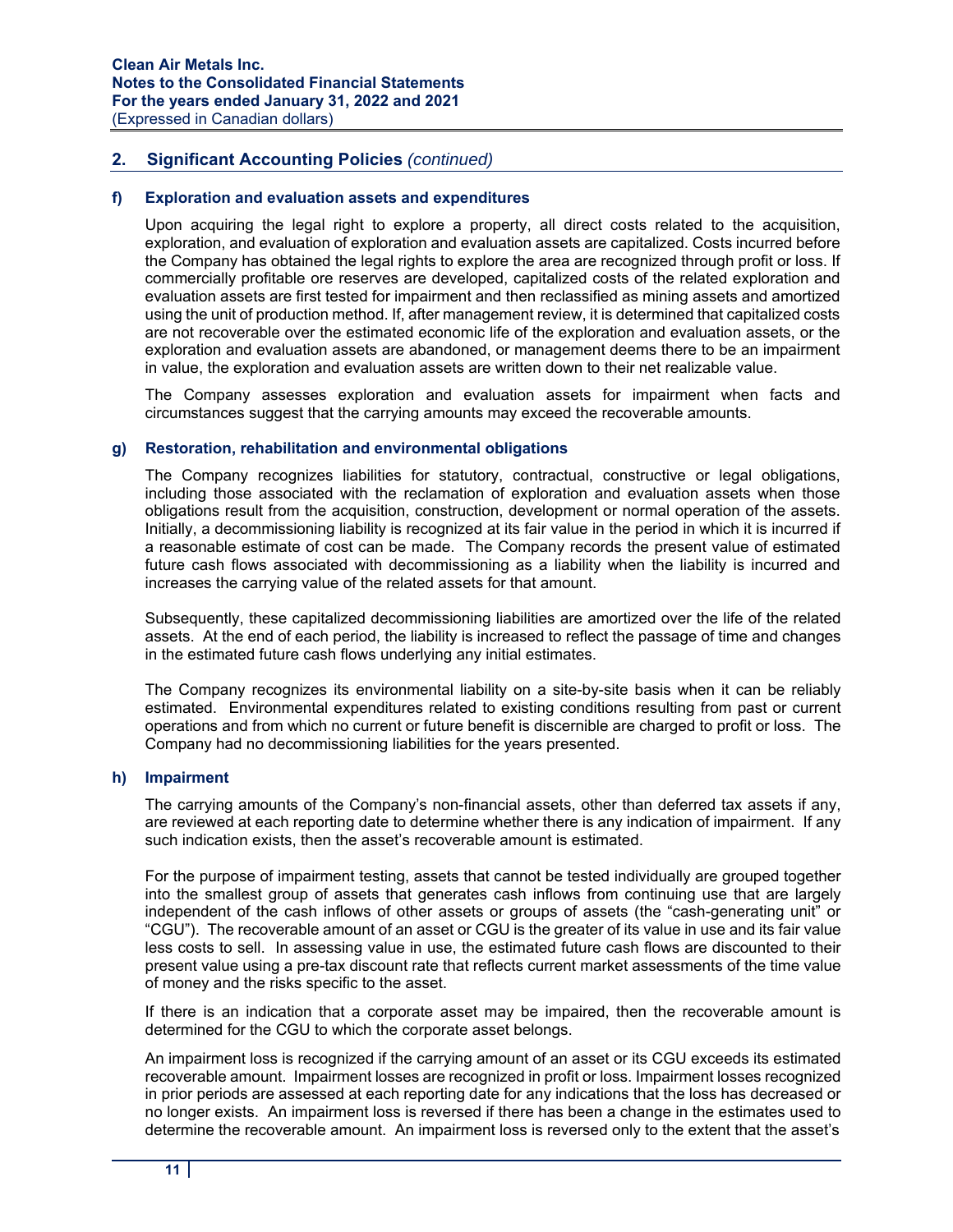## 2. Significant Accounting Policies *(continued)*

### f) Exploration and evaluation assets and expenditures

Upon acquiring the legal right to explore a property, all direct costs related to the acquisition, exploration, and evaluation of exploration and evaluation assets are capitalized. Costs incurred before the Company has obtained the legal rights to explore the area are recognized through profit or loss. If commercially profitable ore reserves are developed, capitalized costs of the related exploration and evaluation assets are first tested for impairment and then reclassified as mining assets and amortized using the unit of production method. If, after management review, it is determined that capitalized costs are not recoverable over the estimated economic life of the exploration and evaluation assets, or the exploration and evaluation assets are abandoned, or management deems there to be an impairment in value, the exploration and evaluation assets are written down to their net realizable value.

The Company assesses exploration and evaluation assets for impairment when facts and circumstances suggest that the carrying amounts may exceed the recoverable amounts.

### g) Restoration, rehabilitation and environmental obligations

The Company recognizes liabilities for statutory, contractual, constructive or legal obligations, including those associated with the reclamation of exploration and evaluation assets when those obligations result from the acquisition, construction, development or normal operation of the assets. Initially, a decommissioning liability is recognized at its fair value in the period in which it is incurred if a reasonable estimate of cost can be made. The Company records the present value of estimated future cash flows associated with decommissioning as a liability when the liability is incurred and increases the carrying value of the related assets for that amount.

Subsequently, these capitalized decommissioning liabilities are amortized over the life of the related assets. At the end of each period, the liability is increased to reflect the passage of time and changes in the estimated future cash flows underlying any initial estimates.

The Company recognizes its environmental liability on a site-by-site basis when it can be reliably estimated. Environmental expenditures related to existing conditions resulting from past or current operations and from which no current or future benefit is discernible are charged to profit or loss. The Company had no decommissioning liabilities for the years presented.

### h) Impairment

The carrying amounts of the Company's non-financial assets, other than deferred tax assets if any, are reviewed at each reporting date to determine whether there is any indication of impairment. If any such indication exists, then the asset's recoverable amount is estimated.

For the purpose of impairment testing, assets that cannot be tested individually are grouped together into the smallest group of assets that generates cash inflows from continuing use that are largely independent of the cash inflows of other assets or groups of assets (the "cash-generating unit" or "CGU"). The recoverable amount of an asset or CGU is the greater of its value in use and its fair value less costs to sell. In assessing value in use, the estimated future cash flows are discounted to their present value using a pre-tax discount rate that reflects current market assessments of the time value of money and the risks specific to the asset.

If there is an indication that a corporate asset may be impaired, then the recoverable amount is determined for the CGU to which the corporate asset belongs.

An impairment loss is recognized if the carrying amount of an asset or its CGU exceeds its estimated recoverable amount. Impairment losses are recognized in profit or loss. Impairment losses recognized in prior periods are assessed at each reporting date for any indications that the loss has decreased or no longer exists. An impairment loss is reversed if there has been a change in the estimates used to determine the recoverable amount. An impairment loss is reversed only to the extent that the asset's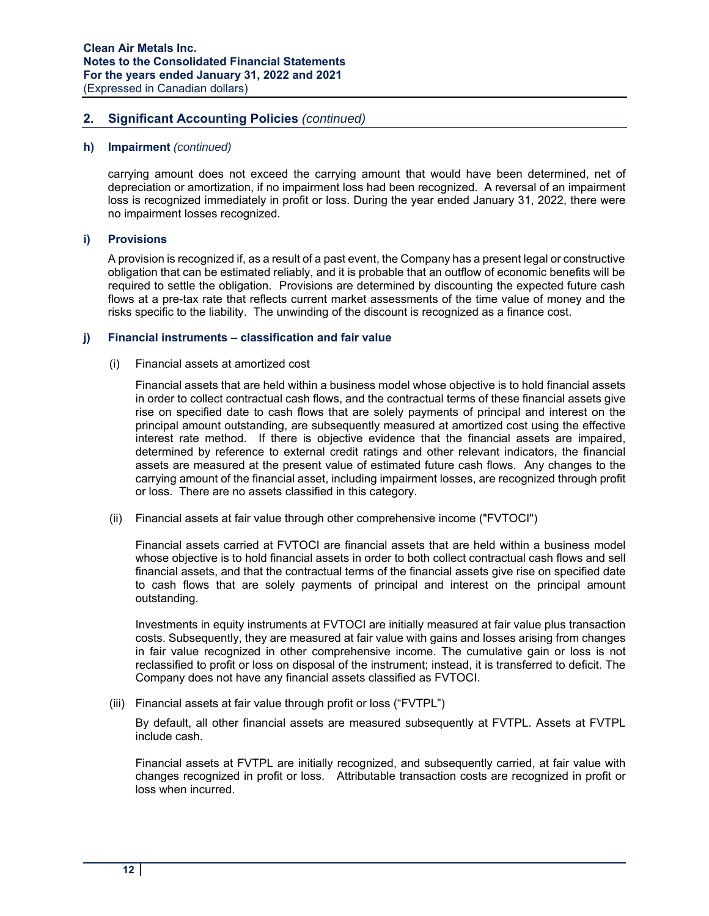## 2. Significant Accounting Policies *(continued)*

### h) Impairment *(continued)*

carrying amount does not exceed the carrying amount that would have been determined, net of depreciation or amortization, if no impairment loss had been recognized. A reversal of an impairment loss is recognized immediately in profit or loss. During the year ended January 31, 2022, there were no impairment losses recognized.

### i) Provisions

A provision is recognized if, as a result of a past event, the Company has a present legal or constructive obligation that can be estimated reliably, and it is probable that an outflow of economic benefits will be required to settle the obligation. Provisions are determined by discounting the expected future cash flows at a pre-tax rate that reflects current market assessments of the time value of money and the risks specific to the liability. The unwinding of the discount is recognized as a finance cost.

### j) Financial instruments – classification and fair value

(i) Financial assets at amortized cost

Financial assets that are held within a business model whose objective is to hold financial assets in order to collect contractual cash flows, and the contractual terms of these financial assets give rise on specified date to cash flows that are solely payments of principal and interest on the principal amount outstanding, are subsequently measured at amortized cost using the effective interest rate method. If there is objective evidence that the financial assets are impaired, determined by reference to external credit ratings and other relevant indicators, the financial assets are measured at the present value of estimated future cash flows. Any changes to the carrying amount of the financial asset, including impairment losses, are recognized through profit or loss. There are no assets classified in this category.

(ii) Financial assets at fair value through other comprehensive income ("FVTOCI")

Financial assets carried at FVTOCI are financial assets that are held within a business model whose objective is to hold financial assets in order to both collect contractual cash flows and sell financial assets, and that the contractual terms of the financial assets give rise on specified date to cash flows that are solely payments of principal and interest on the principal amount outstanding.

Investments in equity instruments at FVTOCI are initially measured at fair value plus transaction costs. Subsequently, they are measured at fair value with gains and losses arising from changes in fair value recognized in other comprehensive income. The cumulative gain or loss is not reclassified to profit or loss on disposal of the instrument; instead, it is transferred to deficit. The Company does not have any financial assets classified as FVTOCI.

(iii) Financial assets at fair value through profit or loss ("FVTPL")

By default, all other financial assets are measured subsequently at FVTPL. Assets at FVTPL include cash.

Financial assets at FVTPL are initially recognized, and subsequently carried, at fair value with changes recognized in profit or loss. Attributable transaction costs are recognized in profit or loss when incurred.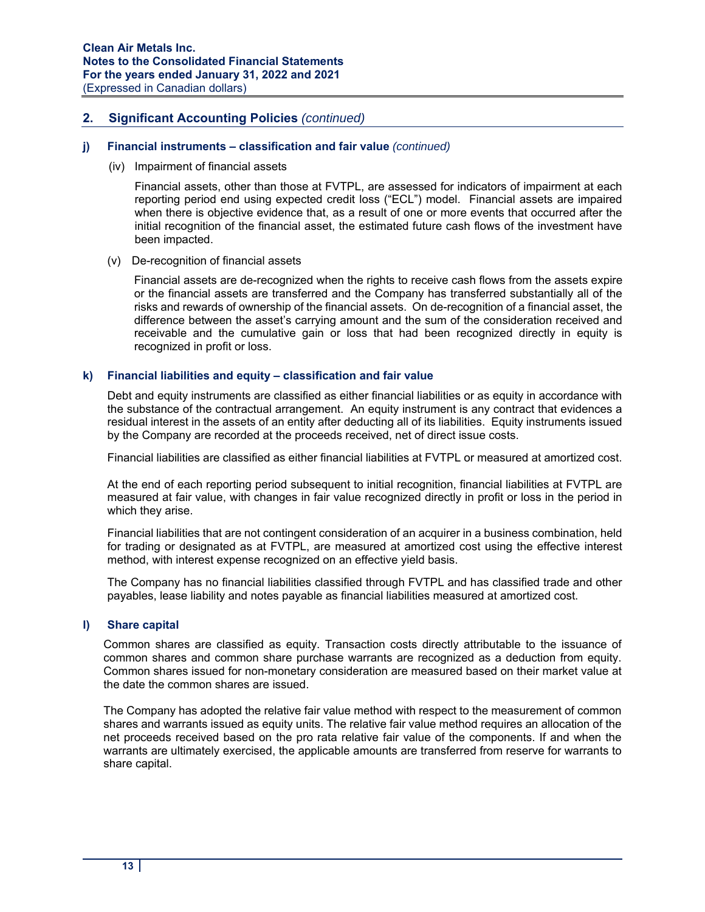## 2. Significant Accounting Policies *(continued)*

### j) Financial instruments – classification and fair value *(continued)*

(iv) Impairment of financial assets

Financial assets, other than those at FVTPL, are assessed for indicators of impairment at each reporting period end using expected credit loss ("ECL") model. Financial assets are impaired when there is objective evidence that, as a result of one or more events that occurred after the initial recognition of the financial asset, the estimated future cash flows of the investment have been impacted.

(v) De-recognition of financial assets

Financial assets are de-recognized when the rights to receive cash flows from the assets expire or the financial assets are transferred and the Company has transferred substantially all of the risks and rewards of ownership of the financial assets. On de-recognition of a financial asset, the difference between the asset's carrying amount and the sum of the consideration received and receivable and the cumulative gain or loss that had been recognized directly in equity is recognized in profit or loss.

### k) Financial liabilities and equity – classification and fair value

Debt and equity instruments are classified as either financial liabilities or as equity in accordance with the substance of the contractual arrangement. An equity instrument is any contract that evidences a residual interest in the assets of an entity after deducting all of its liabilities. Equity instruments issued by the Company are recorded at the proceeds received, net of direct issue costs.

Financial liabilities are classified as either financial liabilities at FVTPL or measured at amortized cost.

At the end of each reporting period subsequent to initial recognition, financial liabilities at FVTPL are measured at fair value, with changes in fair value recognized directly in profit or loss in the period in which they arise.

Financial liabilities that are not contingent consideration of an acquirer in a business combination, held for trading or designated as at FVTPL, are measured at amortized cost using the effective interest method, with interest expense recognized on an effective yield basis.

The Company has no financial liabilities classified through FVTPL and has classified trade and other payables, lease liability and notes payable as financial liabilities measured at amortized cost.

### l) Share capital

Common shares are classified as equity. Transaction costs directly attributable to the issuance of common shares and common share purchase warrants are recognized as a deduction from equity. Common shares issued for non-monetary consideration are measured based on their market value at the date the common shares are issued.

The Company has adopted the relative fair value method with respect to the measurement of common shares and warrants issued as equity units. The relative fair value method requires an allocation of the net proceeds received based on the pro rata relative fair value of the components. If and when the warrants are ultimately exercised, the applicable amounts are transferred from reserve for warrants to share capital.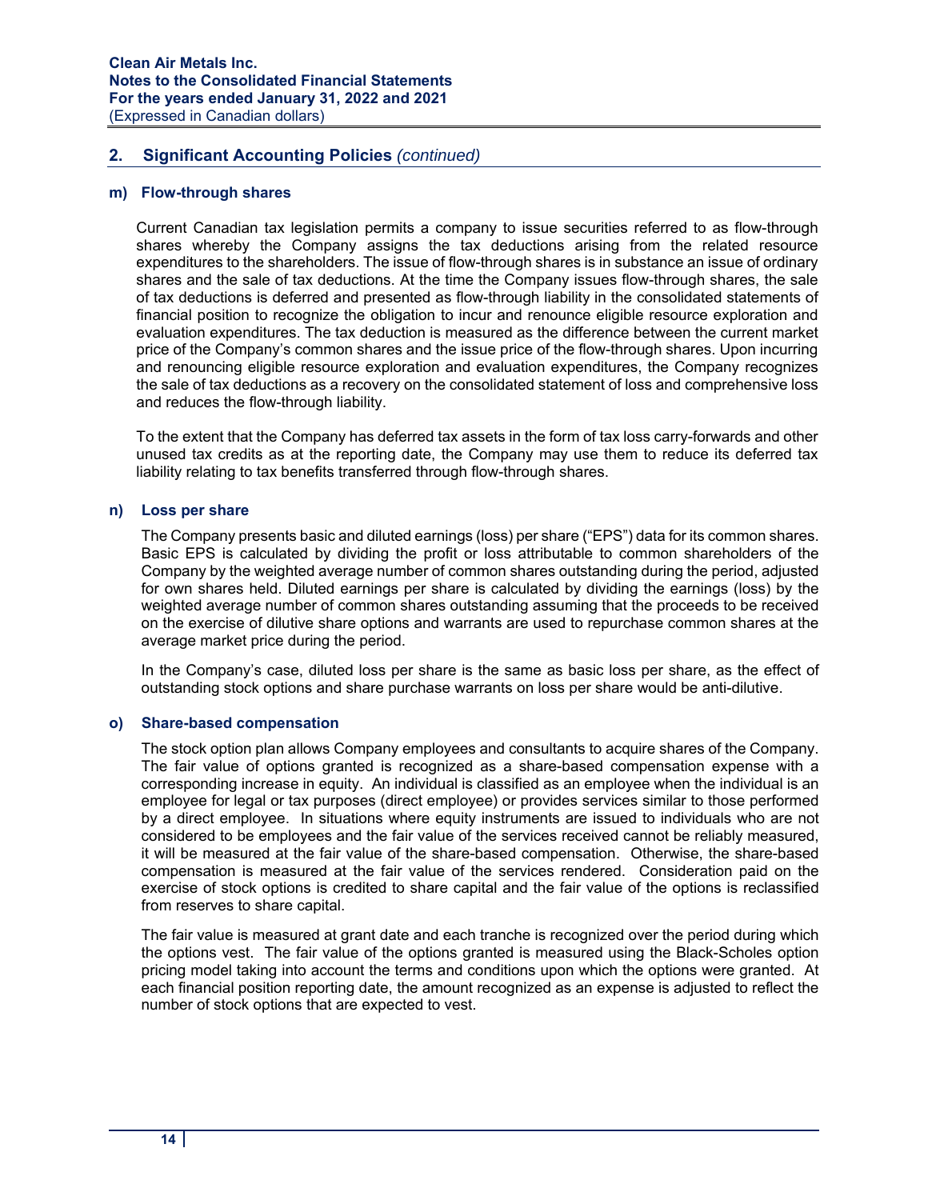## 2. Significant Accounting Policies *(continued)*

### m) Flow-through shares

Current Canadian tax legislation permits a company to issue securities referred to as flow-through shares whereby the Company assigns the tax deductions arising from the related resource expenditures to the shareholders. The issue of flow-through shares is in substance an issue of ordinary shares and the sale of tax deductions. At the time the Company issues flow-through shares, the sale of tax deductions is deferred and presented as flow-through liability in the consolidated statements of financial position to recognize the obligation to incur and renounce eligible resource exploration and evaluation expenditures. The tax deduction is measured as the difference between the current market price of the Company's common shares and the issue price of the flow-through shares. Upon incurring and renouncing eligible resource exploration and evaluation expenditures, the Company recognizes the sale of tax deductions as a recovery on the consolidated statement of loss and comprehensive loss and reduces the flow-through liability.

To the extent that the Company has deferred tax assets in the form of tax loss carry-forwards and other unused tax credits as at the reporting date, the Company may use them to reduce its deferred tax liability relating to tax benefits transferred through flow-through shares.

### n) Loss per share

The Company presents basic and diluted earnings (loss) per share ("EPS") data for its common shares. Basic EPS is calculated by dividing the profit or loss attributable to common shareholders of the Company by the weighted average number of common shares outstanding during the period, adjusted for own shares held. Diluted earnings per share is calculated by dividing the earnings (loss) by the weighted average number of common shares outstanding assuming that the proceeds to be received on the exercise of dilutive share options and warrants are used to repurchase common shares at the average market price during the period.

In the Company's case, diluted loss per share is the same as basic loss per share, as the effect of outstanding stock options and share purchase warrants on loss per share would be anti-dilutive.

### o) Share-based compensation

The stock option plan allows Company employees and consultants to acquire shares of the Company. The fair value of options granted is recognized as a share-based compensation expense with a corresponding increase in equity. An individual is classified as an employee when the individual is an employee for legal or tax purposes (direct employee) or provides services similar to those performed by a direct employee. In situations where equity instruments are issued to individuals who are not considered to be employees and the fair value of the services received cannot be reliably measured, it will be measured at the fair value of the share-based compensation. Otherwise, the share-based compensation is measured at the fair value of the services rendered. Consideration paid on the exercise of stock options is credited to share capital and the fair value of the options is reclassified from reserves to share capital.

The fair value is measured at grant date and each tranche is recognized over the period during which the options vest. The fair value of the options granted is measured using the Black-Scholes option pricing model taking into account the terms and conditions upon which the options were granted. At each financial position reporting date, the amount recognized as an expense is adjusted to reflect the number of stock options that are expected to vest.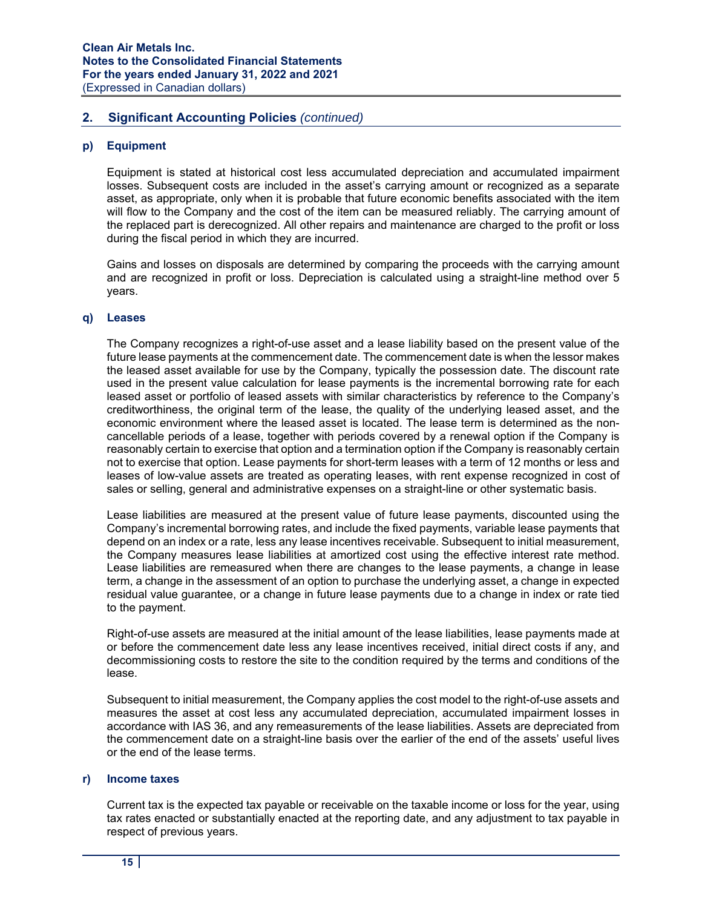## 2. Significant Accounting Policies *(continued)*

### p) Equipment

Equipment is stated at historical cost less accumulated depreciation and accumulated impairment losses. Subsequent costs are included in the asset's carrying amount or recognized as a separate asset, as appropriate, only when it is probable that future economic benefits associated with the item will flow to the Company and the cost of the item can be measured reliably. The carrying amount of the replaced part is derecognized. All other repairs and maintenance are charged to the profit or loss during the fiscal period in which they are incurred.

Gains and losses on disposals are determined by comparing the proceeds with the carrying amount and are recognized in profit or loss. Depreciation is calculated using a straight-line method over 5 years.

### q) Leases

The Company recognizes a right-of-use asset and a lease liability based on the present value of the future lease payments at the commencement date. The commencement date is when the lessor makes the leased asset available for use by the Company, typically the possession date. The discount rate used in the present value calculation for lease payments is the incremental borrowing rate for each leased asset or portfolio of leased assets with similar characteristics by reference to the Company's creditworthiness, the original term of the lease, the quality of the underlying leased asset, and the economic environment where the leased asset is located. The lease term is determined as the non-cancellable periods of a lease, together with periods covered by a renewal option if the Company is reasonably certain to exercise that option and a termination option if the Company is reasonably certain not to exercise that option. Lease payments for short-term leases with a term of 12 months or less and leases of low-value assets are treated as operating leases, with rent expense recognized in cost of sales or selling, general and administrative expenses on a straight-line or other systematic basis.

Lease liabilities are measured at the present value of future lease payments, discounted using the Company's incremental borrowing rates, and include the fixed payments, variable lease payments that depend on an index or a rate, less any lease incentives receivable. Subsequent to initial measurement, the Company measures lease liabilities at amortized cost using the effective interest rate method. Lease liabilities are remeasured when there are changes to the lease payments, a change in lease term, a change in the assessment of an option to purchase the underlying asset, a change in expected residual value guarantee, or a change in future lease payments due to a change in index or rate tied to the payment.

Right-of-use assets are measured at the initial amount of the lease liabilities, lease payments made at or before the commencement date less any lease incentives received, initial direct costs if any, and decommissioning costs to restore the site to the condition required by the terms and conditions of the lease.

Subsequent to initial measurement, the Company applies the cost model to the right-of-use assets and measures the asset at cost less any accumulated depreciation, accumulated impairment losses in accordance with IAS 36, and any remeasurements of the lease liabilities. Assets are depreciated from the commencement date on a straight-line basis over the earlier of the end of the assets' useful lives or the end of the lease terms.

### r) Income taxes

Current tax is the expected tax payable or receivable on the taxable income or loss for the year, using tax rates enacted or substantially enacted at the reporting date, and any adjustment to tax payable in respect of previous years.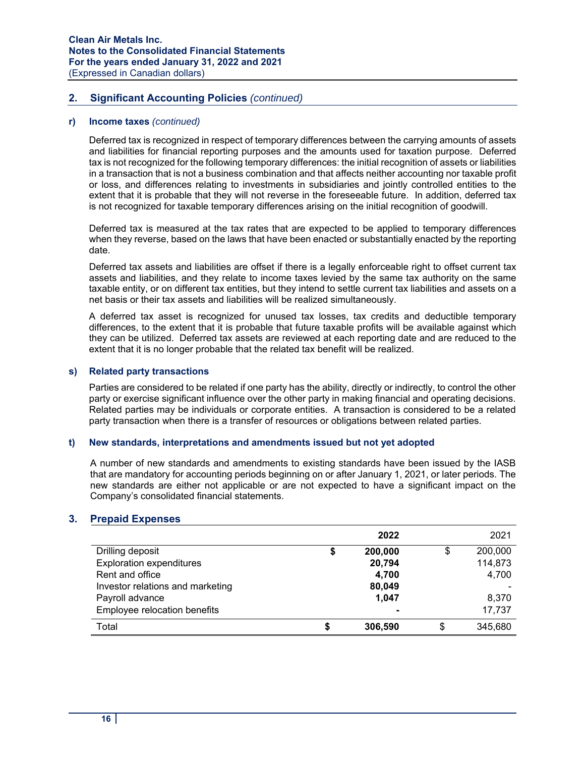## 2. Significant Accounting Policies *(continued)*

### r) Income taxes *(continued)*

Deferred tax is recognized in respect of temporary differences between the carrying amounts of assets and liabilities for financial reporting purposes and the amounts used for taxation purpose. Deferred tax is not recognized for the following temporary differences: the initial recognition of assets or liabilities in a transaction that is not a business combination and that affects neither accounting nor taxable profit or loss, and differences relating to investments in subsidiaries and jointly controlled entities to the extent that it is probable that they will not reverse in the foreseeable future. In addition, deferred tax is not recognized for taxable temporary differences arising on the initial recognition of goodwill.

Deferred tax is measured at the tax rates that are expected to be applied to temporary differences when they reverse, based on the laws that have been enacted or substantially enacted by the reporting date.

Deferred tax assets and liabilities are offset if there is a legally enforceable right to offset current tax assets and liabilities, and they relate to income taxes levied by the same tax authority on the same taxable entity, or on different tax entities, but they intend to settle current tax liabilities and assets on a net basis or their tax assets and liabilities will be realized simultaneously.

A deferred tax asset is recognized for unused tax losses, tax credits and deductible temporary differences, to the extent that it is probable that future taxable profits will be available against which they can be utilized. Deferred tax assets are reviewed at each reporting date and are reduced to the extent that it is no longer probable that the related tax benefit will be realized.

### s) Related party transactions

Parties are considered to be related if one party has the ability, directly or indirectly, to control the other party or exercise significant influence over the other party in making financial and operating decisions. Related parties may be individuals or corporate entities. A transaction is considered to be a related party transaction when there is a transfer of resources or obligations between related parties.

### t) New standards, interpretations and amendments issued but not yet adopted

A number of new standards and amendments to existing standards have been issued by the IASB that are mandatory for accounting periods beginning on or after January 1, 2021, or later periods. The new standards are either not applicable or are not expected to have a significant impact on the Company's consolidated financial statements.

## 3. Prepaid Expenses

| | **2022** | 2021 |
|---|---|---|
| Drilling deposit | **$ 200,000** | $ 200,000 |
| Exploration expenditures | **20,794** | 114,873 |
| Rent and office | **4,700** | 4,700 |
| Investor relations and marketing | **80,049** | - |
| Payroll advance | **1,047** | 8,370 |
| Employee relocation benefits | **-** | 17,737 |
| Total | **$ 306,590** | $ 345,680 |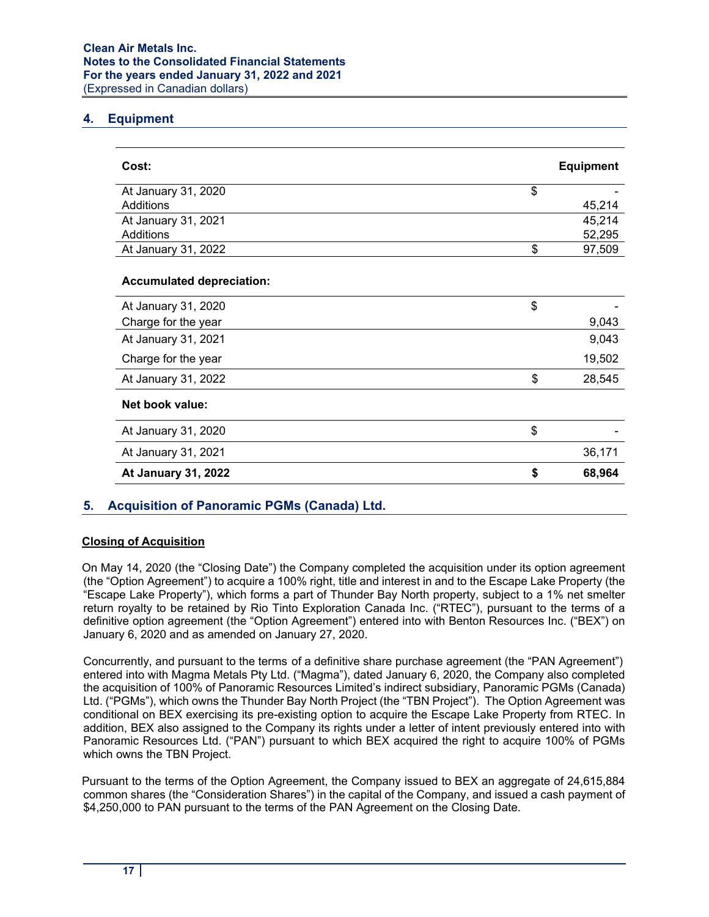## 4. Equipment

| Cost: | | Equipment |
|---|---|---|
| At January 31, 2020 | $ | - |
| Additions | | 45,214 |
| At January 31, 2021 | | 45,214 |
| Additions | | 52,295 |
| At January 31, 2022 | $ | 97,509 |
| **Accumulated depreciation:** | | |
| At January 31, 2020 | $ | - |
| Charge for the year | | 9,043 |
| At January 31, 2021 | | 9,043 |
| Charge for the year | | 19,502 |
| At January 31, 2022 | $ | 28,545 |
| **Net book value:** | | |
| At January 31, 2020 | $ | - |
| At January 31, 2021 | | 36,171 |
| **At January 31, 2022** | **$** | **68,964** |

## 5. Acquisition of Panoramic PGMs (Canada) Ltd.

**Closing of Acquisition**

On May 14, 2020 (the "Closing Date") the Company completed the acquisition under its option agreement (the "Option Agreement") to acquire a 100% right, title and interest in and to the Escape Lake Property (the "Escape Lake Property"), which forms a part of Thunder Bay North property, subject to a 1% net smelter return royalty to be retained by Rio Tinto Exploration Canada Inc. ("RTEC"), pursuant to the terms of a definitive option agreement (the "Option Agreement") entered into with Benton Resources Inc. ("BEX") on January 6, 2020 and as amended on January 27, 2020.

Concurrently, and pursuant to the terms of a definitive share purchase agreement (the "PAN Agreement") entered into with Magma Metals Pty Ltd. ("Magma"), dated January 6, 2020, the Company also completed the acquisition of 100% of Panoramic Resources Limited's indirect subsidiary, Panoramic PGMs (Canada) Ltd. ("PGMs"), which owns the Thunder Bay North Project (the "TBN Project"). The Option Agreement was conditional on BEX exercising its pre-existing option to acquire the Escape Lake Property from RTEC. In addition, BEX also assigned to the Company its rights under a letter of intent previously entered into with Panoramic Resources Ltd. ("PAN") pursuant to which BEX acquired the right to acquire 100% of PGMs which owns the TBN Project.

Pursuant to the terms of the Option Agreement, the Company issued to BEX an aggregate of 24,615,884 common shares (the "Consideration Shares") in the capital of the Company, and issued a cash payment of $4,250,000 to PAN pursuant to the terms of the PAN Agreement on the Closing Date.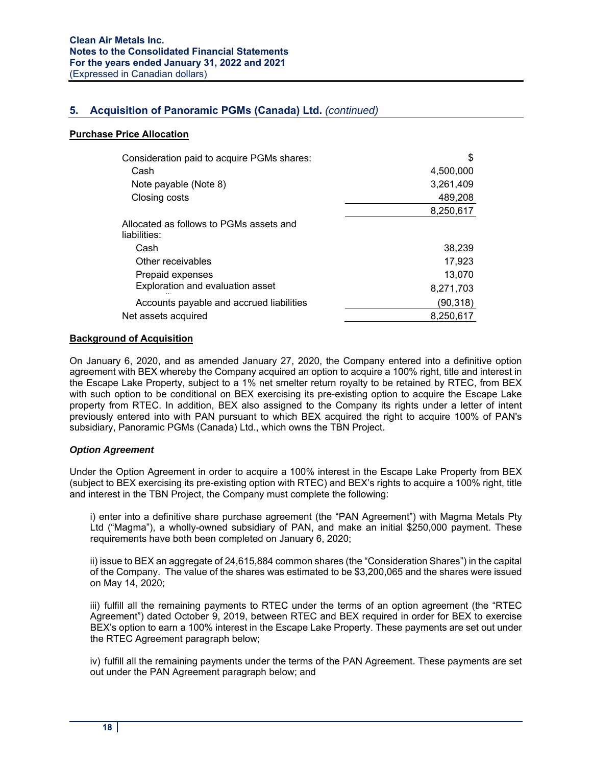## 5. Acquisition of Panoramic PGMs (Canada) Ltd. *(continued)*

**Purchase Price Allocation**

| | $ |
|---|---|
| Consideration paid to acquire PGMs shares: | |
| Cash | 4,500,000 |
| Note payable (Note 8) | 3,261,409 |
| Closing costs | 489,208 |
| | 8,250,617 |
| Allocated as follows to PGMs assets and liabilities: | |
| Cash | 38,239 |
| Other receivables | 17,923 |
| Prepaid expenses | 13,070 |
| Exploration and evaluation asset | 8,271,703 |
| Accounts payable and accrued liabilities | (90,318) |
| Net assets acquired | 8,250,617 |

**Background of Acquisition**

On January 6, 2020, and as amended January 27, 2020, the Company entered into a definitive option agreement with BEX whereby the Company acquired an option to acquire a 100% right, title and interest in the Escape Lake Property, subject to a 1% net smelter return royalty to be retained by RTEC, from BEX with such option to be conditional on BEX exercising its pre-existing option to acquire the Escape Lake property from RTEC. In addition, BEX also assigned to the Company its rights under a letter of intent previously entered into with PAN pursuant to which BEX acquired the right to acquire 100% of PAN's subsidiary, Panoramic PGMs (Canada) Ltd., which owns the TBN Project.

***Option Agreement***

Under the Option Agreement in order to acquire a 100% interest in the Escape Lake Property from BEX (subject to BEX exercising its pre-existing option with RTEC) and BEX's rights to acquire a 100% right, title and interest in the TBN Project, the Company must complete the following:

i) enter into a definitive share purchase agreement (the "PAN Agreement") with Magma Metals Pty Ltd ("Magma"), a wholly-owned subsidiary of PAN, and make an initial $250,000 payment. These requirements have both been completed on January 6, 2020;

ii) issue to BEX an aggregate of 24,615,884 common shares (the "Consideration Shares") in the capital of the Company. The value of the shares was estimated to be $3,200,065 and the shares were issued on May 14, 2020;

iii) fulfill all the remaining payments to RTEC under the terms of an option agreement (the "RTEC Agreement") dated October 9, 2019, between RTEC and BEX required in order for BEX to exercise BEX's option to earn a 100% interest in the Escape Lake Property. These payments are set out under the RTEC Agreement paragraph below;

iv) fulfill all the remaining payments under the terms of the PAN Agreement. These payments are set out under the PAN Agreement paragraph below; and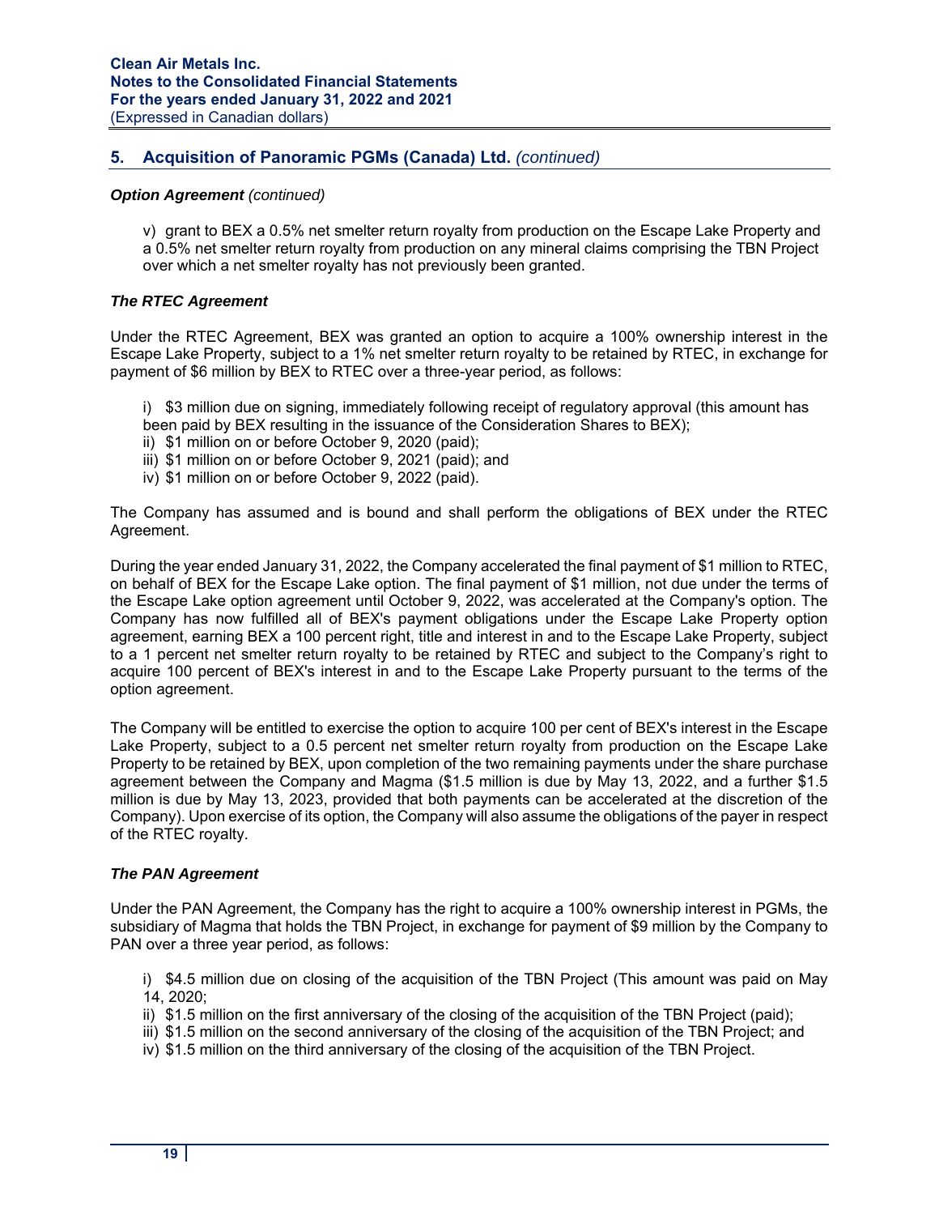## 5. Acquisition of Panoramic PGMs (Canada) Ltd. *(continued)*

***Option Agreement** (continued)*

v) grant to BEX a 0.5% net smelter return royalty from production on the Escape Lake Property and a 0.5% net smelter return royalty from production on any mineral claims comprising the TBN Project over which a net smelter royalty has not previously been granted.

***The RTEC Agreement***

Under the RTEC Agreement, BEX was granted an option to acquire a 100% ownership interest in the Escape Lake Property, subject to a 1% net smelter return royalty to be retained by RTEC, in exchange for payment of $6 million by BEX to RTEC over a three-year period, as follows:

i) $3 million due on signing, immediately following receipt of regulatory approval (this amount has been paid by BEX resulting in the issuance of the Consideration Shares to BEX);
ii) $1 million on or before October 9, 2020 (paid);
iii) $1 million on or before October 9, 2021 (paid); and
iv) $1 million on or before October 9, 2022 (paid).

The Company has assumed and is bound and shall perform the obligations of BEX under the RTEC Agreement.

During the year ended January 31, 2022, the Company accelerated the final payment of $1 million to RTEC, on behalf of BEX for the Escape Lake option. The final payment of $1 million, not due under the terms of the Escape Lake option agreement until October 9, 2022, was accelerated at the Company's option. The Company has now fulfilled all of BEX's payment obligations under the Escape Lake Property option agreement, earning BEX a 100 percent right, title and interest in and to the Escape Lake Property, subject to a 1 percent net smelter return royalty to be retained by RTEC and subject to the Company's right to acquire 100 percent of BEX's interest in and to the Escape Lake Property pursuant to the terms of the option agreement.

The Company will be entitled to exercise the option to acquire 100 per cent of BEX's interest in the Escape Lake Property, subject to a 0.5 percent net smelter return royalty from production on the Escape Lake Property to be retained by BEX, upon completion of the two remaining payments under the share purchase agreement between the Company and Magma ($1.5 million is due by May 13, 2022, and a further $1.5 million is due by May 13, 2023, provided that both payments can be accelerated at the discretion of the Company). Upon exercise of its option, the Company will also assume the obligations of the payer in respect of the RTEC royalty.

***The PAN Agreement***

Under the PAN Agreement, the Company has the right to acquire a 100% ownership interest in PGMs, the subsidiary of Magma that holds the TBN Project, in exchange for payment of $9 million by the Company to PAN over a three year period, as follows:

i) $4.5 million due on closing of the acquisition of the TBN Project (This amount was paid on May 14, 2020;
ii) $1.5 million on the first anniversary of the closing of the acquisition of the TBN Project (paid);
iii) $1.5 million on the second anniversary of the closing of the acquisition of the TBN Project; and
iv) $1.5 million on the third anniversary of the closing of the acquisition of the TBN Project.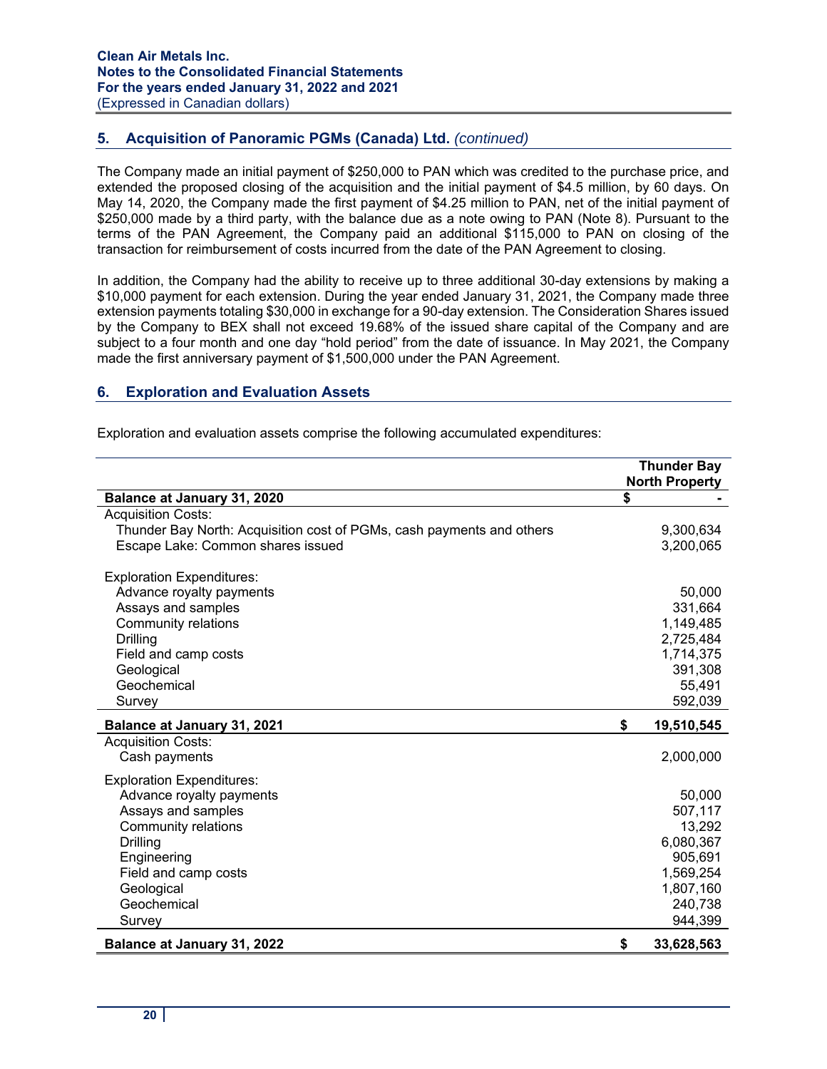## 5. Acquisition of Panoramic PGMs (Canada) Ltd. *(continued)*

The Company made an initial payment of $250,000 to PAN which was credited to the purchase price, and extended the proposed closing of the acquisition and the initial payment of $4.5 million, by 60 days. On May 14, 2020, the Company made the first payment of $4.25 million to PAN, net of the initial payment of $250,000 made by a third party, with the balance due as a note owing to PAN (Note 8). Pursuant to the terms of the PAN Agreement, the Company paid an additional $115,000 to PAN on closing of the transaction for reimbursement of costs incurred from the date of the PAN Agreement to closing.

In addition, the Company had the ability to receive up to three additional 30-day extensions by making a $10,000 payment for each extension. During the year ended January 31, 2021, the Company made three extension payments totaling $30,000 in exchange for a 90-day extension. The Consideration Shares issued by the Company to BEX shall not exceed 19.68% of the issued share capital of the Company and are subject to a four month and one day "hold period" from the date of issuance. In May 2021, the Company made the first anniversary payment of $1,500,000 under the PAN Agreement.

## 6. Exploration and Evaluation Assets

Exploration and evaluation assets comprise the following accumulated expenditures:

| | Thunder Bay North Property |
|---|---|
| **Balance at January 31, 2020** | $ - |
| Acquisition Costs: | |
| Thunder Bay North: Acquisition cost of PGMs, cash payments and others | 9,300,634 |
| Escape Lake: Common shares issued | 3,200,065 |
| Exploration Expenditures: | |
| Advance royalty payments | 50,000 |
| Assays and samples | 331,664 |
| Community relations | 1,149,485 |
| Drilling | 2,725,484 |
| Field and camp costs | 1,714,375 |
| Geological | 391,308 |
| Geochemical | 55,491 |
| Survey | 592,039 |
| **Balance at January 31, 2021** | **$ 19,510,545** |
| Acquisition Costs: | |
| Cash payments | 2,000,000 |
| Exploration Expenditures: | |
| Advance royalty payments | 50,000 |
| Assays and samples | 507,117 |
| Community relations | 13,292 |
| Drilling | 6,080,367 |
| Engineering | 905,691 |
| Field and camp costs | 1,569,254 |
| Geological | 1,807,160 |
| Geochemical | 240,738 |
| Survey | 944,399 |
| **Balance at January 31, 2022** | **$ 33,628,563** |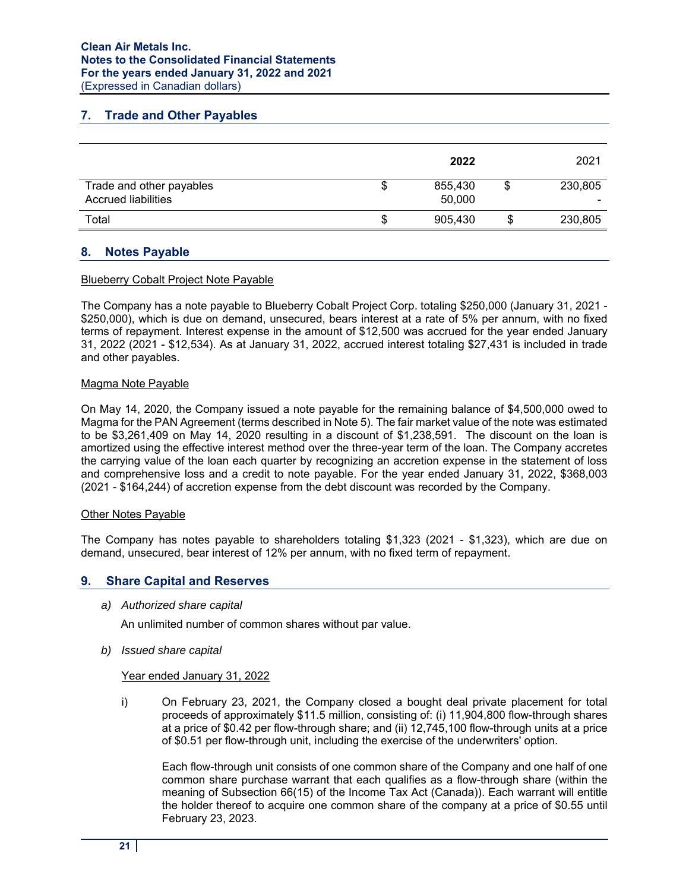## 7. Trade and Other Payables

| | | 2022 | | 2021 |
|---|---|---|---|---|
| Trade and other payables | $ | 855,430 | $ | 230,805 |
| Accrued liabilities | | 50,000 | | - |
| Total | $ | 905,430 | $ | 230,805 |

## 8. Notes Payable

Blueberry Cobalt Project Note Payable

The Company has a note payable to Blueberry Cobalt Project Corp. totaling $250,000 (January 31, 2021 - $250,000), which is due on demand, unsecured, bears interest at a rate of 5% per annum, with no fixed terms of repayment. Interest expense in the amount of $12,500 was accrued for the year ended January 31, 2022 (2021 - $12,534). As at January 31, 2022, accrued interest totaling $27,431 is included in trade and other payables.

Magma Note Payable

On May 14, 2020, the Company issued a note payable for the remaining balance of $4,500,000 owed to Magma for the PAN Agreement (terms described in Note 5). The fair market value of the note was estimated to be $3,261,409 on May 14, 2020 resulting in a discount of $1,238,591. The discount on the loan is amortized using the effective interest method over the three-year term of the loan. The Company accretes the carrying value of the loan each quarter by recognizing an accretion expense in the statement of loss and comprehensive loss and a credit to note payable. For the year ended January 31, 2022, $368,003 (2021 - $164,244) of accretion expense from the debt discount was recorded by the Company.

Other Notes Payable

The Company has notes payable to shareholders totaling $1,323 (2021 - $1,323), which are due on demand, unsecured, bear interest of 12% per annum, with no fixed term of repayment.

## 9. Share Capital and Reserves

a) *Authorized share capital*

An unlimited number of common shares without par value.

b) *Issued share capital*

Year ended January 31, 2022

i) On February 23, 2021, the Company closed a bought deal private placement for total proceeds of approximately $11.5 million, consisting of: (i) 11,904,800 flow-through shares at a price of $0.42 per flow-through share; and (ii) 12,745,100 flow-through units at a price of $0.51 per flow-through unit, including the exercise of the underwriters' option.

Each flow-through unit consists of one common share of the Company and one half of one common share purchase warrant that each qualifies as a flow-through share (within the meaning of Subsection 66(15) of the Income Tax Act (Canada)). Each warrant will entitle the holder thereof to acquire one common share of the company at a price of $0.55 until February 23, 2023.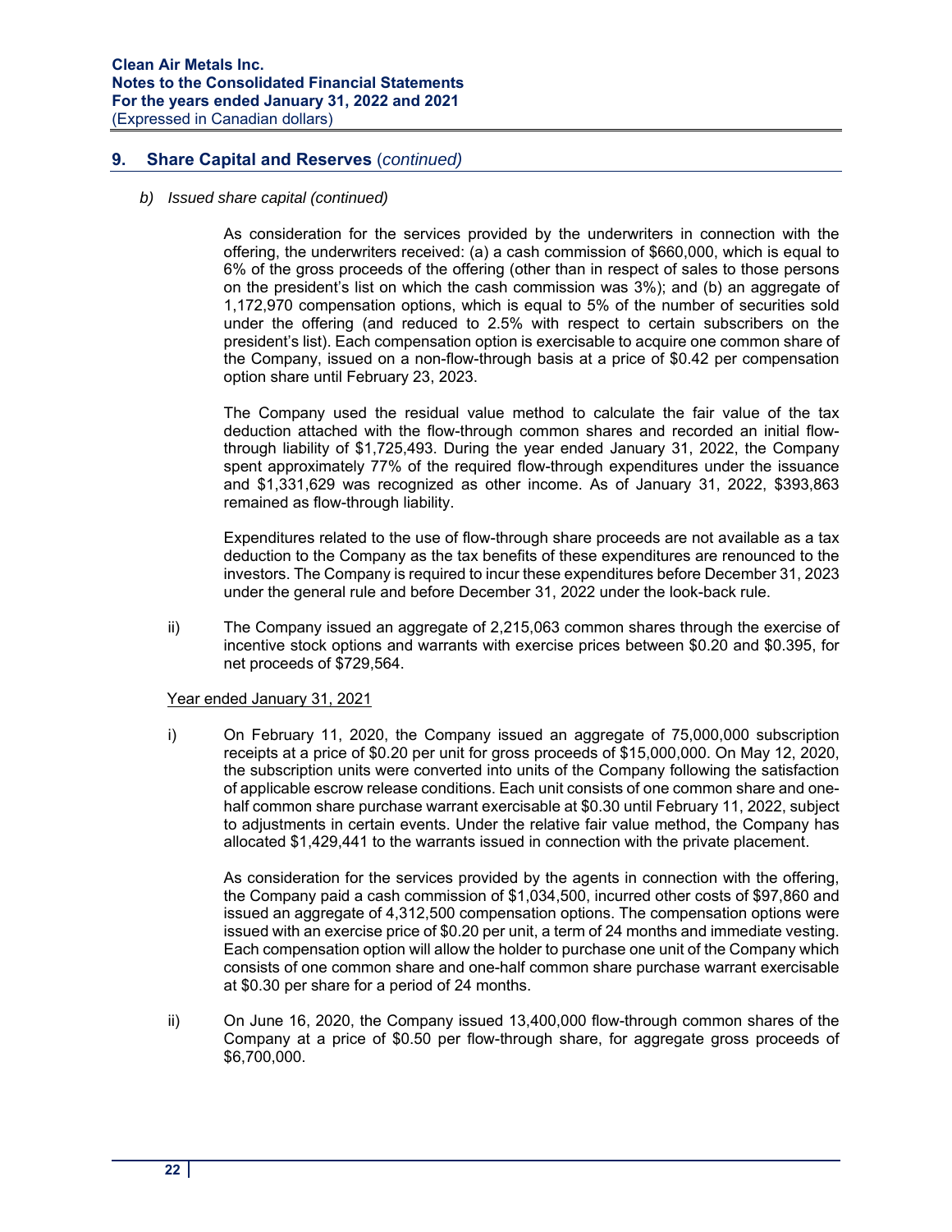## 9. Share Capital and Reserves (*continued*)

*b) Issued share capital (continued)*

As consideration for the services provided by the underwriters in connection with the offering, the underwriters received: (a) a cash commission of $660,000, which is equal to 6% of the gross proceeds of the offering (other than in respect of sales to those persons on the president's list on which the cash commission was 3%); and (b) an aggregate of 1,172,970 compensation options, which is equal to 5% of the number of securities sold under the offering (and reduced to 2.5% with respect to certain subscribers on the president's list). Each compensation option is exercisable to acquire one common share of the Company, issued on a non-flow-through basis at a price of $0.42 per compensation option share until February 23, 2023.

The Company used the residual value method to calculate the fair value of the tax deduction attached with the flow-through common shares and recorded an initial flow-through liability of $1,725,493. During the year ended January 31, 2022, the Company spent approximately 77% of the required flow-through expenditures under the issuance and $1,331,629 was recognized as other income. As of January 31, 2022, $393,863 remained as flow-through liability.

Expenditures related to the use of flow-through share proceeds are not available as a tax deduction to the Company as the tax benefits of these expenditures are renounced to the investors. The Company is required to incur these expenditures before December 31, 2023 under the general rule and before December 31, 2022 under the look-back rule.

ii) The Company issued an aggregate of 2,215,063 common shares through the exercise of incentive stock options and warrants with exercise prices between $0.20 and $0.395, for net proceeds of $729,564.

Year ended January 31, 2021

i) On February 11, 2020, the Company issued an aggregate of 75,000,000 subscription receipts at a price of $0.20 per unit for gross proceeds of $15,000,000. On May 12, 2020, the subscription units were converted into units of the Company following the satisfaction of applicable escrow release conditions. Each unit consists of one common share and one-half common share purchase warrant exercisable at $0.30 until February 11, 2022, subject to adjustments in certain events. Under the relative fair value method, the Company has allocated $1,429,441 to the warrants issued in connection with the private placement.

As consideration for the services provided by the agents in connection with the offering, the Company paid a cash commission of $1,034,500, incurred other costs of $97,860 and issued an aggregate of 4,312,500 compensation options. The compensation options were issued with an exercise price of $0.20 per unit, a term of 24 months and immediate vesting. Each compensation option will allow the holder to purchase one unit of the Company which consists of one common share and one-half common share purchase warrant exercisable at $0.30 per share for a period of 24 months.

ii) On June 16, 2020, the Company issued 13,400,000 flow-through common shares of the Company at a price of $0.50 per flow-through share, for aggregate gross proceeds of $6,700,000.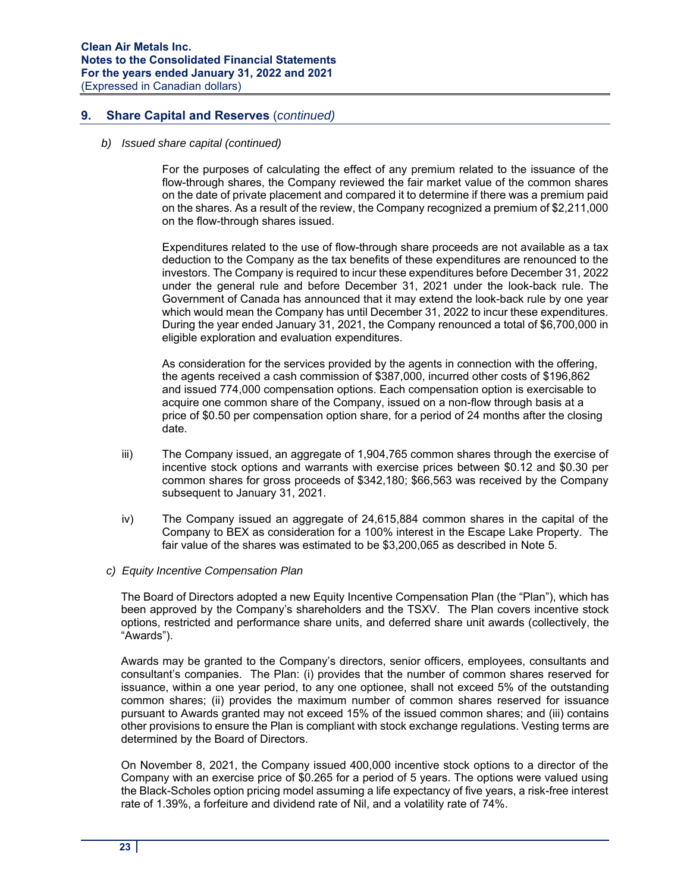## 9. Share Capital and Reserves (*continued*)

*b) Issued share capital (continued)*

For the purposes of calculating the effect of any premium related to the issuance of the flow-through shares, the Company reviewed the fair market value of the common shares on the date of private placement and compared it to determine if there was a premium paid on the shares. As a result of the review, the Company recognized a premium of $2,211,000 on the flow-through shares issued.

Expenditures related to the use of flow-through share proceeds are not available as a tax deduction to the Company as the tax benefits of these expenditures are renounced to the investors. The Company is required to incur these expenditures before December 31, 2022 under the general rule and before December 31, 2021 under the look-back rule. The Government of Canada has announced that it may extend the look-back rule by one year which would mean the Company has until December 31, 2022 to incur these expenditures. During the year ended January 31, 2021, the Company renounced a total of $6,700,000 in eligible exploration and evaluation expenditures.

As consideration for the services provided by the agents in connection with the offering, the agents received a cash commission of $387,000, incurred other costs of $196,862 and issued 774,000 compensation options. Each compensation option is exercisable to acquire one common share of the Company, issued on a non-flow through basis at a price of $0.50 per compensation option share, for a period of 24 months after the closing date.

iii) The Company issued, an aggregate of 1,904,765 common shares through the exercise of incentive stock options and warrants with exercise prices between $0.12 and $0.30 per common shares for gross proceeds of $342,180; $66,563 was received by the Company subsequent to January 31, 2021.

iv) The Company issued an aggregate of 24,615,884 common shares in the capital of the Company to BEX as consideration for a 100% interest in the Escape Lake Property. The fair value of the shares was estimated to be $3,200,065 as described in Note 5.

*c) Equity Incentive Compensation Plan*

The Board of Directors adopted a new Equity Incentive Compensation Plan (the "Plan"), which has been approved by the Company's shareholders and the TSXV. The Plan covers incentive stock options, restricted and performance share units, and deferred share unit awards (collectively, the "Awards").

Awards may be granted to the Company's directors, senior officers, employees, consultants and consultant's companies. The Plan: (i) provides that the number of common shares reserved for issuance, within a one year period, to any one optionee, shall not exceed 5% of the outstanding common shares; (ii) provides the maximum number of common shares reserved for issuance pursuant to Awards granted may not exceed 15% of the issued common shares; and (iii) contains other provisions to ensure the Plan is compliant with stock exchange regulations. Vesting terms are determined by the Board of Directors.

On November 8, 2021, the Company issued 400,000 incentive stock options to a director of the Company with an exercise price of $0.265 for a period of 5 years. The options were valued using the Black-Scholes option pricing model assuming a life expectancy of five years, a risk-free interest rate of 1.39%, a forfeiture and dividend rate of Nil, and a volatility rate of 74%.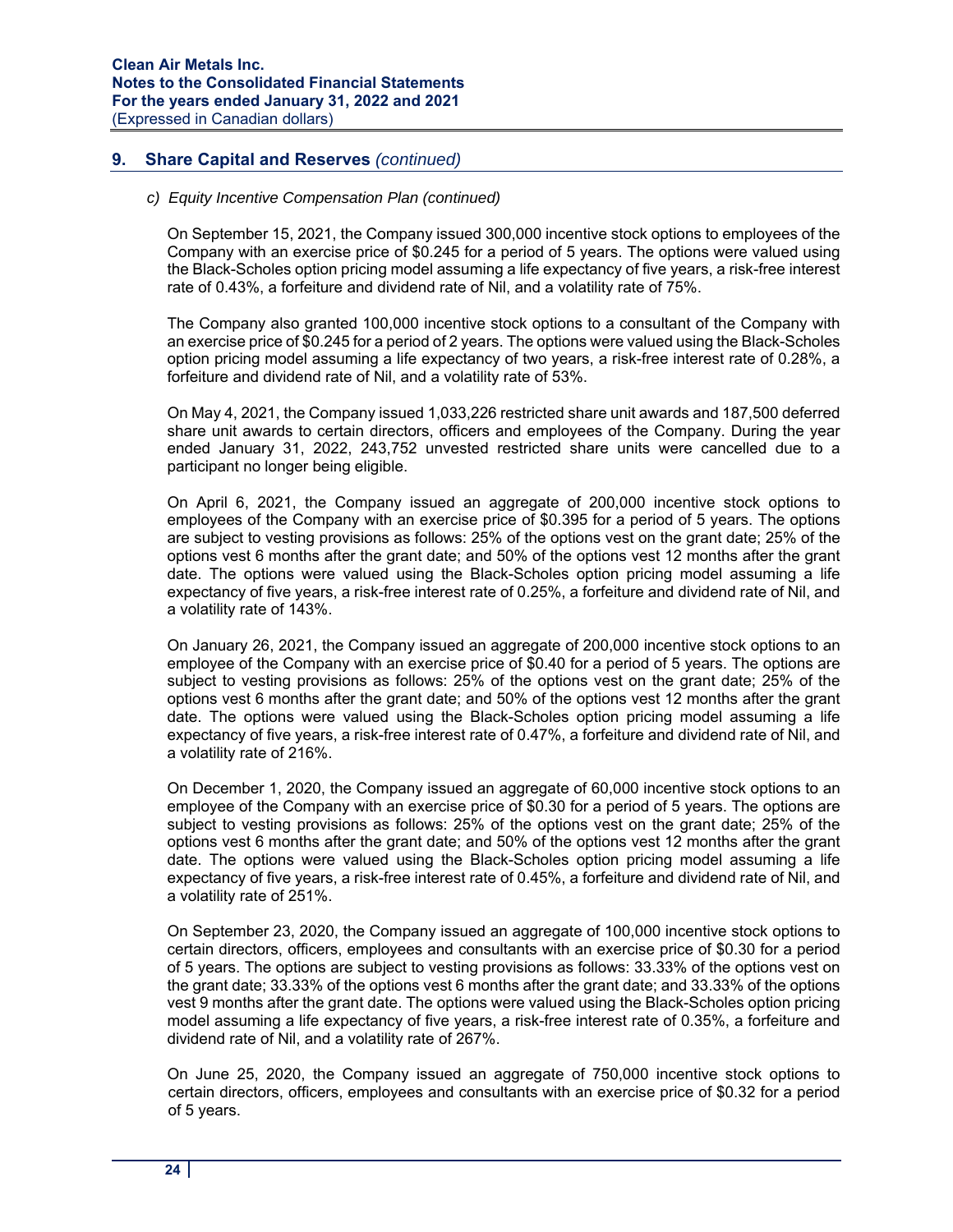## 9. Share Capital and Reserves *(continued)*

*c) Equity Incentive Compensation Plan (continued)*

On September 15, 2021, the Company issued 300,000 incentive stock options to employees of the Company with an exercise price of $0.245 for a period of 5 years. The options were valued using the Black-Scholes option pricing model assuming a life expectancy of five years, a risk-free interest rate of 0.43%, a forfeiture and dividend rate of Nil, and a volatility rate of 75%.

The Company also granted 100,000 incentive stock options to a consultant of the Company with an exercise price of $0.245 for a period of 2 years. The options were valued using the Black-Scholes option pricing model assuming a life expectancy of two years, a risk-free interest rate of 0.28%, a forfeiture and dividend rate of Nil, and a volatility rate of 53%.

On May 4, 2021, the Company issued 1,033,226 restricted share unit awards and 187,500 deferred share unit awards to certain directors, officers and employees of the Company. During the year ended January 31, 2022, 243,752 unvested restricted share units were cancelled due to a participant no longer being eligible.

On April 6, 2021, the Company issued an aggregate of 200,000 incentive stock options to employees of the Company with an exercise price of $0.395 for a period of 5 years. The options are subject to vesting provisions as follows: 25% of the options vest on the grant date; 25% of the options vest 6 months after the grant date; and 50% of the options vest 12 months after the grant date. The options were valued using the Black-Scholes option pricing model assuming a life expectancy of five years, a risk-free interest rate of 0.25%, a forfeiture and dividend rate of Nil, and a volatility rate of 143%.

On January 26, 2021, the Company issued an aggregate of 200,000 incentive stock options to an employee of the Company with an exercise price of $0.40 for a period of 5 years. The options are subject to vesting provisions as follows: 25% of the options vest on the grant date; 25% of the options vest 6 months after the grant date; and 50% of the options vest 12 months after the grant date. The options were valued using the Black-Scholes option pricing model assuming a life expectancy of five years, a risk-free interest rate of 0.47%, a forfeiture and dividend rate of Nil, and a volatility rate of 216%.

On December 1, 2020, the Company issued an aggregate of 60,000 incentive stock options to an employee of the Company with an exercise price of $0.30 for a period of 5 years. The options are subject to vesting provisions as follows: 25% of the options vest on the grant date; 25% of the options vest 6 months after the grant date; and 50% of the options vest 12 months after the grant date. The options were valued using the Black-Scholes option pricing model assuming a life expectancy of five years, a risk-free interest rate of 0.45%, a forfeiture and dividend rate of Nil, and a volatility rate of 251%.

On September 23, 2020, the Company issued an aggregate of 100,000 incentive stock options to certain directors, officers, employees and consultants with an exercise price of $0.30 for a period of 5 years. The options are subject to vesting provisions as follows: 33.33% of the options vest on the grant date; 33.33% of the options vest 6 months after the grant date; and 33.33% of the options vest 9 months after the grant date. The options were valued using the Black-Scholes option pricing model assuming a life expectancy of five years, a risk-free interest rate of 0.35%, a forfeiture and dividend rate of Nil, and a volatility rate of 267%.

On June 25, 2020, the Company issued an aggregate of 750,000 incentive stock options to certain directors, officers, employees and consultants with an exercise price of $0.32 for a period of 5 years.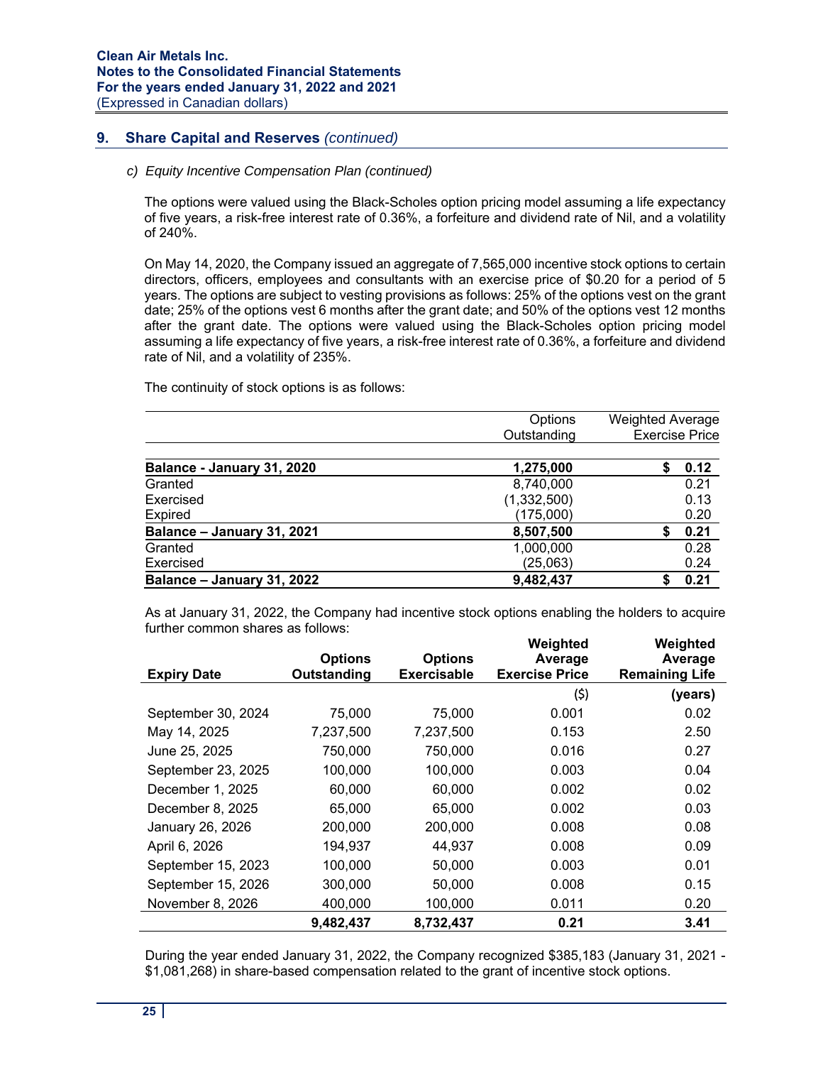## 9. Share Capital and Reserves *(continued)*

*c) Equity Incentive Compensation Plan (continued)*

The options were valued using the Black-Scholes option pricing model assuming a life expectancy of five years, a risk-free interest rate of 0.36%, a forfeiture and dividend rate of Nil, and a volatility of 240%.

On May 14, 2020, the Company issued an aggregate of 7,565,000 incentive stock options to certain directors, officers, employees and consultants with an exercise price of $0.20 for a period of 5 years. The options are subject to vesting provisions as follows: 25% of the options vest on the grant date; 25% of the options vest 6 months after the grant date; and 50% of the options vest 12 months after the grant date. The options were valued using the Black-Scholes option pricing model assuming a life expectancy of five years, a risk-free interest rate of 0.36%, a forfeiture and dividend rate of Nil, and a volatility of 235%.

The continuity of stock options is as follows:

| | Options Outstanding | Weighted Average Exercise Price |
|---|---|---|
| **Balance - January 31, 2020** | **1,275,000** | **$ 0.12** |
| Granted | 8,740,000 | 0.21 |
| Exercised | (1,332,500) | 0.13 |
| Expired | (175,000) | 0.20 |
| **Balance – January 31, 2021** | **8,507,500** | **$ 0.21** |
| Granted | 1,000,000 | 0.28 |
| Exercised | (25,063) | 0.24 |
| **Balance – January 31, 2022** | **9,482,437** | **$ 0.21** |

As at January 31, 2022, the Company had incentive stock options enabling the holders to acquire further common shares as follows:

| Expiry Date | Options Outstanding | Options Exercisable | Weighted Average Exercise Price | Weighted Average Remaining Life |
|---|---|---|---|---|
| | | | ($) | (years) |
| September 30, 2024 | 75,000 | 75,000 | 0.001 | 0.02 |
| May 14, 2025 | 7,237,500 | 7,237,500 | 0.153 | 2.50 |
| June 25, 2025 | 750,000 | 750,000 | 0.016 | 0.27 |
| September 23, 2025 | 100,000 | 100,000 | 0.003 | 0.04 |
| December 1, 2025 | 60,000 | 60,000 | 0.002 | 0.02 |
| December 8, 2025 | 65,000 | 65,000 | 0.002 | 0.03 |
| January 26, 2026 | 200,000 | 200,000 | 0.008 | 0.08 |
| April 6, 2026 | 194,937 | 44,937 | 0.008 | 0.09 |
| September 15, 2023 | 100,000 | 50,000 | 0.003 | 0.01 |
| September 15, 2026 | 300,000 | 50,000 | 0.008 | 0.15 |
| November 8, 2026 | 400,000 | 100,000 | 0.011 | 0.20 |
| | **9,482,437** | **8,732,437** | **0.21** | **3.41** |

During the year ended January 31, 2022, the Company recognized $385,183 (January 31, 2021 - $1,081,268) in share-based compensation related to the grant of incentive stock options.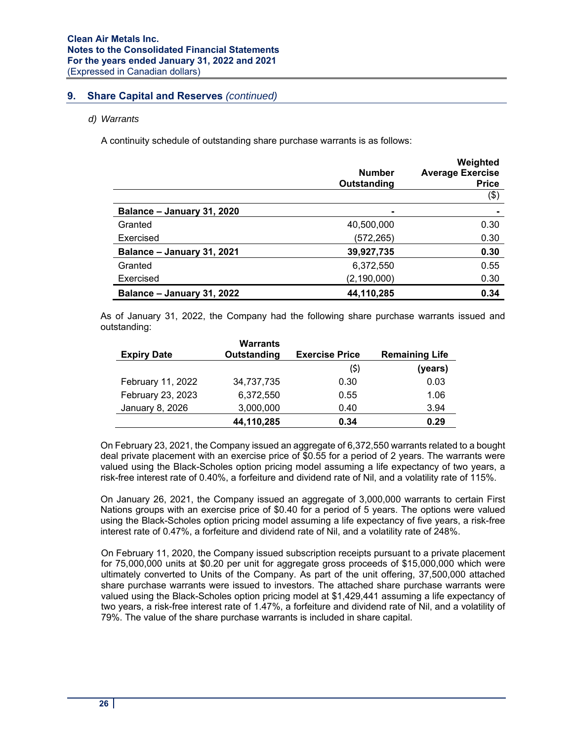## 9. Share Capital and Reserves *(continued)*

### *d) Warrants*

A continuity schedule of outstanding share purchase warrants is as follows:

| | Number Outstanding | Weighted Average Exercise Price |
|---|---|---|
| | | ($) |
| **Balance – January 31, 2020** | - | - |
| Granted | 40,500,000 | 0.30 |
| Exercised | (572,265) | 0.30 |
| **Balance – January 31, 2021** | **39,927,735** | **0.30** |
| Granted | 6,372,550 | 0.55 |
| Exercised | (2,190,000) | 0.30 |
| **Balance – January 31, 2022** | **44,110,285** | **0.34** |

As of January 31, 2022, the Company had the following share purchase warrants issued and outstanding:

| Expiry Date | Warrants Outstanding | Exercise Price | Remaining Life |
|---|---|---|---|
| | | ($) | (years) |
| February 11, 2022 | 34,737,735 | 0.30 | 0.03 |
| February 23, 2023 | 6,372,550 | 0.55 | 1.06 |
| January 8, 2026 | 3,000,000 | 0.40 | 3.94 |
| | **44,110,285** | **0.34** | **0.29** |

On February 23, 2021, the Company issued an aggregate of 6,372,550 warrants related to a bought deal private placement with an exercise price of $0.55 for a period of 2 years. The warrants were valued using the Black-Scholes option pricing model assuming a life expectancy of two years, a risk-free interest rate of 0.40%, a forfeiture and dividend rate of Nil, and a volatility rate of 115%.

On January 26, 2021, the Company issued an aggregate of 3,000,000 warrants to certain First Nations groups with an exercise price of $0.40 for a period of 5 years. The options were valued using the Black-Scholes option pricing model assuming a life expectancy of five years, a risk-free interest rate of 0.47%, a forfeiture and dividend rate of Nil, and a volatility rate of 248%.

On February 11, 2020, the Company issued subscription receipts pursuant to a private placement for 75,000,000 units at $0.20 per unit for aggregate gross proceeds of $15,000,000 which were ultimately converted to Units of the Company. As part of the unit offering, 37,500,000 attached share purchase warrants were issued to investors. The attached share purchase warrants were valued using the Black-Scholes option pricing model at $1,429,441 assuming a life expectancy of two years, a risk-free interest rate of 1.47%, a forfeiture and dividend rate of Nil, and a volatility of 79%. The value of the share purchase warrants is included in share capital.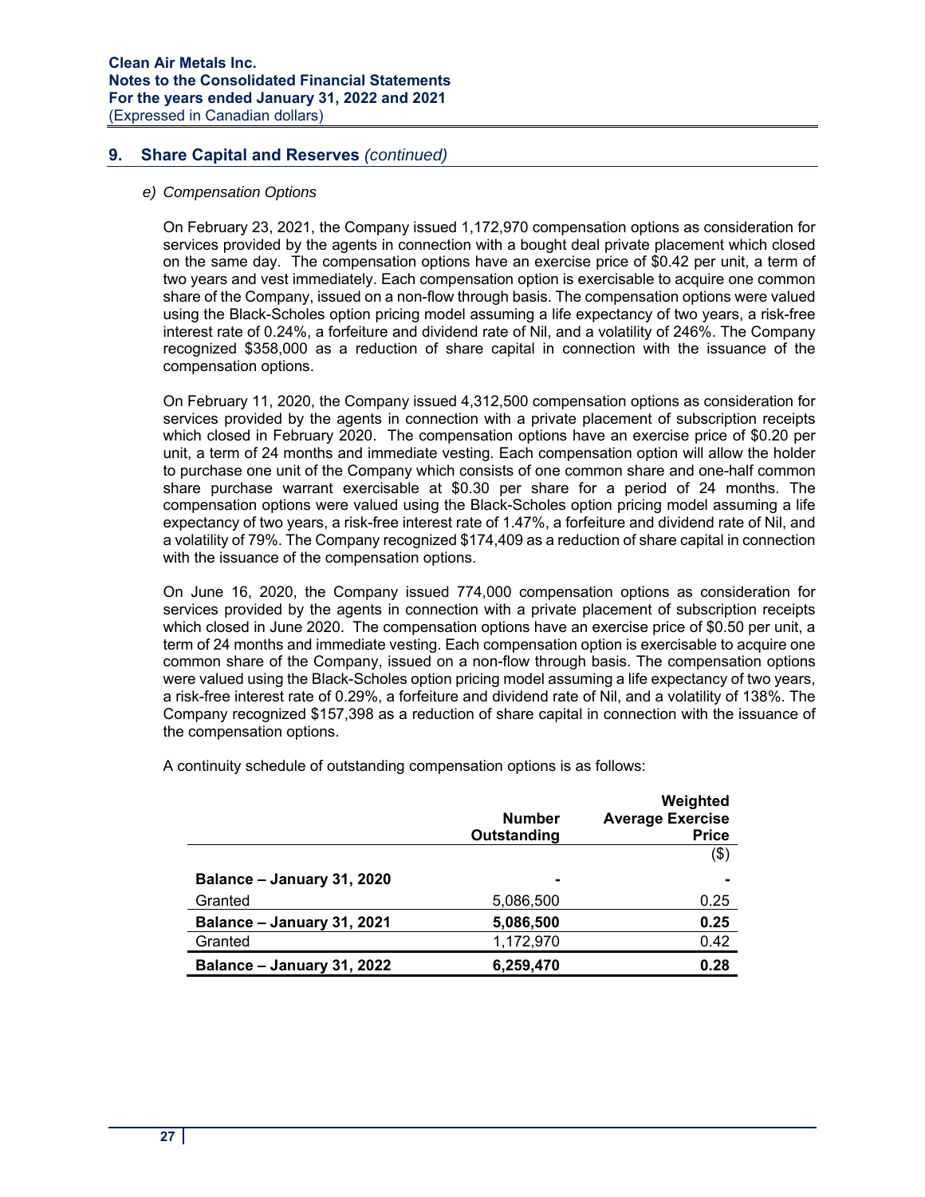## 9. Share Capital and Reserves *(continued)*

*e) Compensation Options*

On February 23, 2021, the Company issued 1,172,970 compensation options as consideration for services provided by the agents in connection with a bought deal private placement which closed on the same day. The compensation options have an exercise price of $0.42 per unit, a term of two years and vest immediately. Each compensation option is exercisable to acquire one common share of the Company, issued on a non-flow through basis. The compensation options were valued using the Black-Scholes option pricing model assuming a life expectancy of two years, a risk-free interest rate of 0.24%, a forfeiture and dividend rate of Nil, and a volatility of 246%. The Company recognized $358,000 as a reduction of share capital in connection with the issuance of the compensation options.

On February 11, 2020, the Company issued 4,312,500 compensation options as consideration for services provided by the agents in connection with a private placement of subscription receipts which closed in February 2020. The compensation options have an exercise price of $0.20 per unit, a term of 24 months and immediate vesting. Each compensation option will allow the holder to purchase one unit of the Company which consists of one common share and one-half common share purchase warrant exercisable at $0.30 per share for a period of 24 months. The compensation options were valued using the Black-Scholes option pricing model assuming a life expectancy of two years, a risk-free interest rate of 1.47%, a forfeiture and dividend rate of Nil, and a volatility of 79%. The Company recognized $174,409 as a reduction of share capital in connection with the issuance of the compensation options.

On June 16, 2020, the Company issued 774,000 compensation options as consideration for services provided by the agents in connection with a private placement of subscription receipts which closed in June 2020. The compensation options have an exercise price of $0.50 per unit, a term of 24 months and immediate vesting. Each compensation option is exercisable to acquire one common share of the Company, issued on a non-flow through basis. The compensation options were valued using the Black-Scholes option pricing model assuming a life expectancy of two years, a risk-free interest rate of 0.29%, a forfeiture and dividend rate of Nil, and a volatility of 138%. The Company recognized $157,398 as a reduction of share capital in connection with the issuance of the compensation options.

A continuity schedule of outstanding compensation options is as follows:

| | Number Outstanding | Weighted Average Exercise Price |
|---|---|---|
| | | ($) |
| **Balance – January 31, 2020** | - | - |
| Granted | 5,086,500 | 0.25 |
| **Balance – January 31, 2021** | **5,086,500** | **0.25** |
| Granted | 1,172,970 | 0.42 |
| **Balance – January 31, 2022** | **6,259,470** | **0.28** |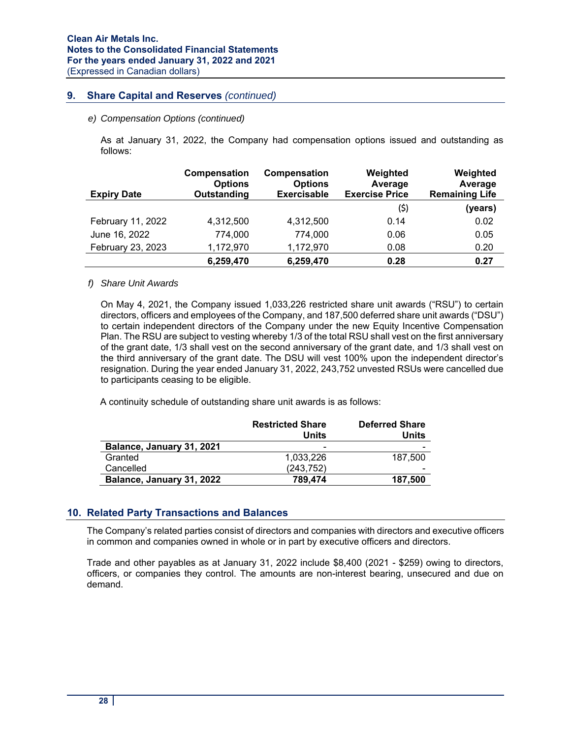## 9. Share Capital and Reserves *(continued)*

*e) Compensation Options (continued)*

As at January 31, 2022, the Company had compensation options issued and outstanding as follows:

| Expiry Date | Compensation Options Outstanding | Compensation Options Exercisable | Weighted Average Exercise Price | Weighted Average Remaining Life |
|---|---|---|---|---|
| | | | ($) | (years) |
| February 11, 2022 | 4,312,500 | 4,312,500 | 0.14 | 0.02 |
| June 16, 2022 | 774,000 | 774,000 | 0.06 | 0.05 |
| February 23, 2023 | 1,172,970 | 1,172,970 | 0.08 | 0.20 |
| | **6,259,470** | **6,259,470** | **0.28** | **0.27** |

*f) Share Unit Awards*

On May 4, 2021, the Company issued 1,033,226 restricted share unit awards ("RSU") to certain directors, officers and employees of the Company, and 187,500 deferred share unit awards ("DSU") to certain independent directors of the Company under the new Equity Incentive Compensation Plan. The RSU are subject to vesting whereby 1/3 of the total RSU shall vest on the first anniversary of the grant date, 1/3 shall vest on the second anniversary of the grant date, and 1/3 shall vest on the third anniversary of the grant date. The DSU will vest 100% upon the independent director's resignation. During the year ended January 31, 2022, 243,752 unvested RSUs were cancelled due to participants ceasing to be eligible.

A continuity schedule of outstanding share unit awards is as follows:

| | Restricted Share Units | Deferred Share Units |
|---|---|---|
| **Balance, January 31, 2021** | - | - |
| Granted | 1,033,226 | 187,500 |
| Cancelled | (243,752) | - |
| **Balance, January 31, 2022** | **789,474** | **187,500** |

## 10. Related Party Transactions and Balances

The Company's related parties consist of directors and companies with directors and executive officers in common and companies owned in whole or in part by executive officers and directors.

Trade and other payables as at January 31, 2022 include $8,400 (2021 - $259) owing to directors, officers, or companies they control. The amounts are non-interest bearing, unsecured and due on demand.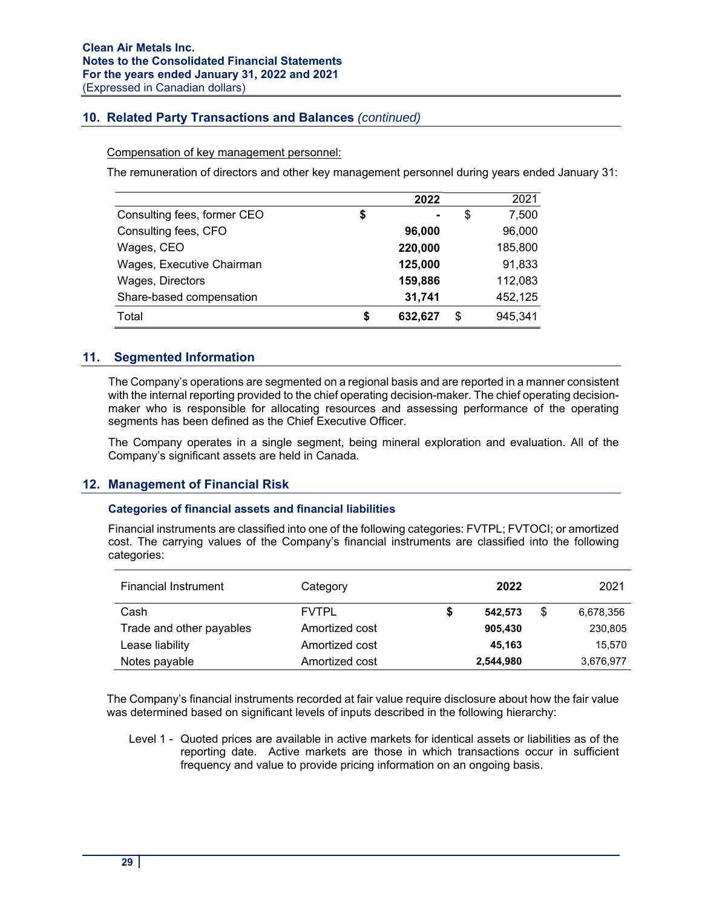## 10. Related Party Transactions and Balances *(continued)*

Compensation of key management personnel:

The remuneration of directors and other key management personnel during years ended January 31:

| | **2022** | 2021 |
|---|---|---|
| Consulting fees, former CEO | **$ -** | $ 7,500 |
| Consulting fees, CFO | **96,000** | 96,000 |
| Wages, CEO | **220,000** | 185,800 |
| Wages, Executive Chairman | **125,000** | 91,833 |
| Wages, Directors | **159,886** | 112,083 |
| Share-based compensation | **31,741** | 452,125 |
| Total | **$ 632,627** | $ 945,341 |

## 11. Segmented Information

The Company's operations are segmented on a regional basis and are reported in a manner consistent with the internal reporting provided to the chief operating decision-maker. The chief operating decision-maker who is responsible for allocating resources and assessing performance of the operating segments has been defined as the Chief Executive Officer.

The Company operates in a single segment, being mineral exploration and evaluation. All of the Company's significant assets are held in Canada.

## 12. Management of Financial Risk

### Categories of financial assets and financial liabilities

Financial instruments are classified into one of the following categories: FVTPL; FVTOCI; or amortized cost. The carrying values of the Company's financial instruments are classified into the following categories:

| Financial Instrument | Category | **2022** | 2021 |
|---|---|---|---|
| Cash | FVTPL | **$ 542,573** | $ 6,678,356 |
| Trade and other payables | Amortized cost | **905,430** | 230,805 |
| Lease liability | Amortized cost | **45,163** | 15,570 |
| Notes payable | Amortized cost | **2,544,980** | 3,676,977 |

The Company's financial instruments recorded at fair value require disclosure about how the fair value was determined based on significant levels of inputs described in the following hierarchy:

Level 1 - Quoted prices are available in active markets for identical assets or liabilities as of the reporting date. Active markets are those in which transactions occur in sufficient frequency and value to provide pricing information on an ongoing basis.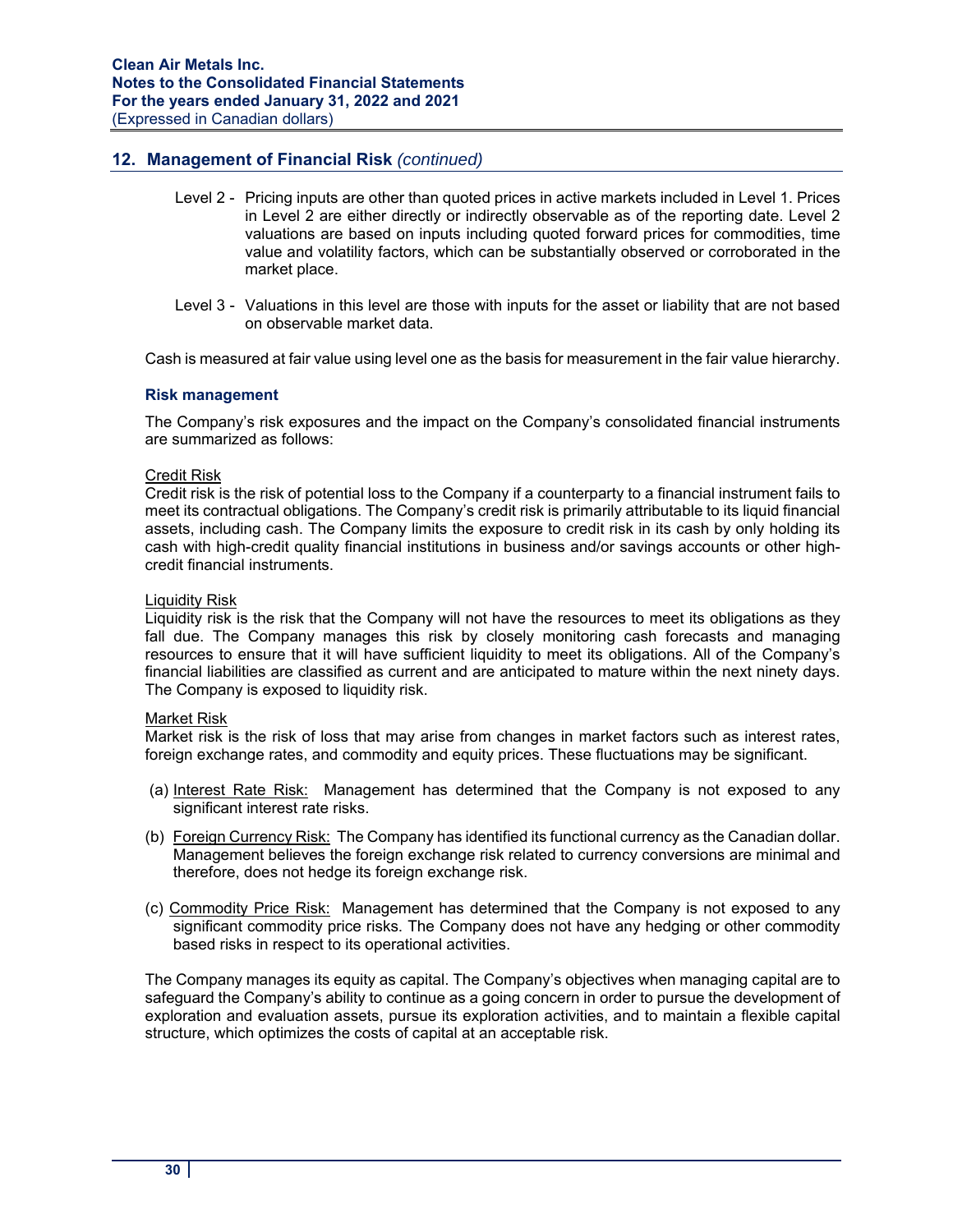## 12. Management of Financial Risk *(continued)*

Level 2 - Pricing inputs are other than quoted prices in active markets included in Level 1. Prices in Level 2 are either directly or indirectly observable as of the reporting date. Level 2 valuations are based on inputs including quoted forward prices for commodities, time value and volatility factors, which can be substantially observed or corroborated in the market place.

Level 3 - Valuations in this level are those with inputs for the asset or liability that are not based on observable market data.

Cash is measured at fair value using level one as the basis for measurement in the fair value hierarchy.

### Risk management

The Company's risk exposures and the impact on the Company's consolidated financial instruments are summarized as follows:

Credit Risk
Credit risk is the risk of potential loss to the Company if a counterparty to a financial instrument fails to meet its contractual obligations. The Company's credit risk is primarily attributable to its liquid financial assets, including cash. The Company limits the exposure to credit risk in its cash by only holding its cash with high-credit quality financial institutions in business and/or savings accounts or other high-credit financial instruments.

Liquidity Risk
Liquidity risk is the risk that the Company will not have the resources to meet its obligations as they fall due. The Company manages this risk by closely monitoring cash forecasts and managing resources to ensure that it will have sufficient liquidity to meet its obligations. All of the Company's financial liabilities are classified as current and are anticipated to mature within the next ninety days. The Company is exposed to liquidity risk.

Market Risk
Market risk is the risk of loss that may arise from changes in market factors such as interest rates, foreign exchange rates, and commodity and equity prices. These fluctuations may be significant.

(a) Interest Rate Risk: Management has determined that the Company is not exposed to any significant interest rate risks.

(b) Foreign Currency Risk: The Company has identified its functional currency as the Canadian dollar. Management believes the foreign exchange risk related to currency conversions are minimal and therefore, does not hedge its foreign exchange risk.

(c) Commodity Price Risk: Management has determined that the Company is not exposed to any significant commodity price risks. The Company does not have any hedging or other commodity based risks in respect to its operational activities.

The Company manages its equity as capital. The Company's objectives when managing capital are to safeguard the Company's ability to continue as a going concern in order to pursue the development of exploration and evaluation assets, pursue its exploration activities, and to maintain a flexible capital structure, which optimizes the costs of capital at an acceptable risk.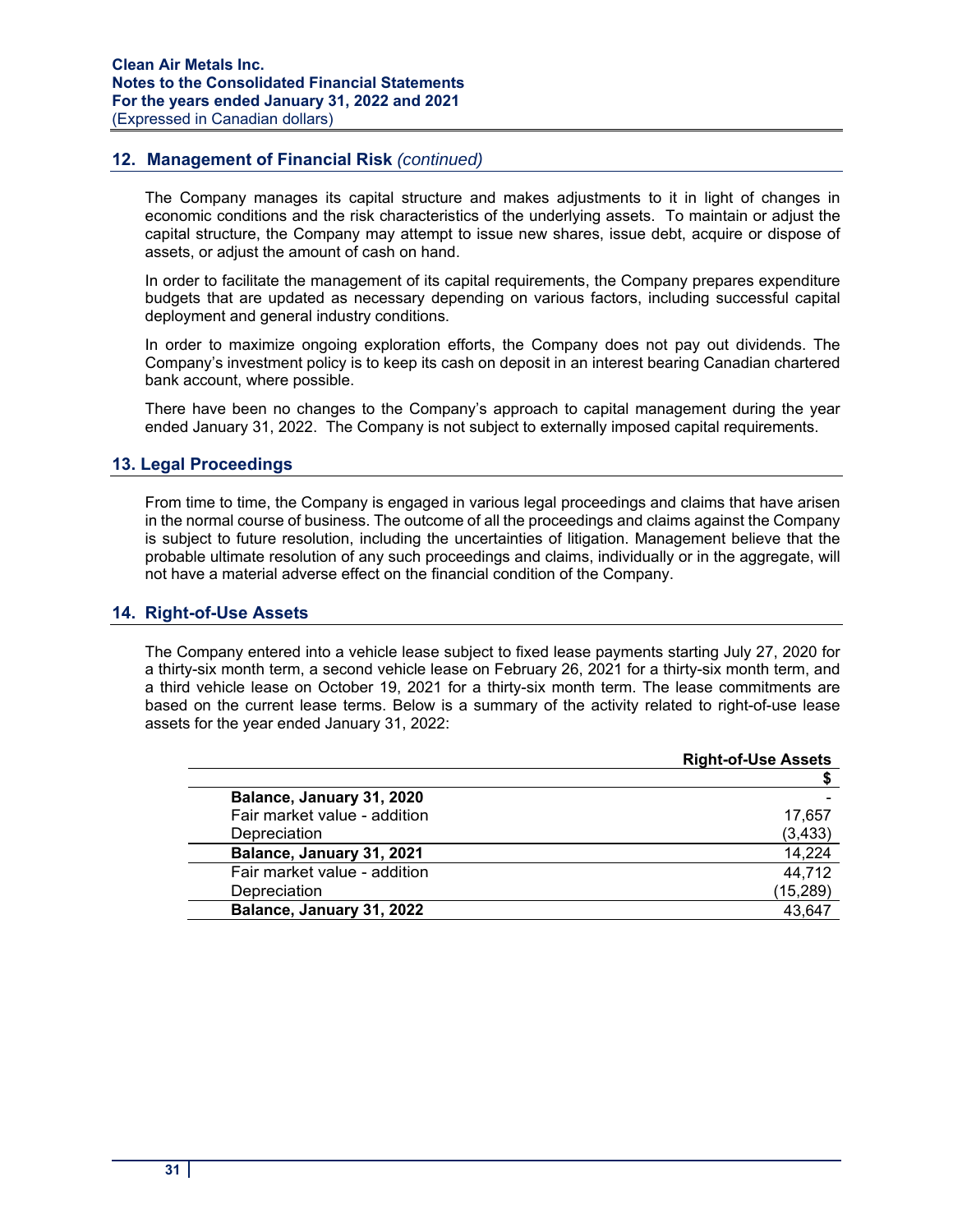## 12. Management of Financial Risk *(continued)*

The Company manages its capital structure and makes adjustments to it in light of changes in economic conditions and the risk characteristics of the underlying assets. To maintain or adjust the capital structure, the Company may attempt to issue new shares, issue debt, acquire or dispose of assets, or adjust the amount of cash on hand.

In order to facilitate the management of its capital requirements, the Company prepares expenditure budgets that are updated as necessary depending on various factors, including successful capital deployment and general industry conditions.

In order to maximize ongoing exploration efforts, the Company does not pay out dividends. The Company's investment policy is to keep its cash on deposit in an interest bearing Canadian chartered bank account, where possible.

There have been no changes to the Company's approach to capital management during the year ended January 31, 2022. The Company is not subject to externally imposed capital requirements.

## 13. Legal Proceedings

From time to time, the Company is engaged in various legal proceedings and claims that have arisen in the normal course of business. The outcome of all the proceedings and claims against the Company is subject to future resolution, including the uncertainties of litigation. Management believe that the probable ultimate resolution of any such proceedings and claims, individually or in the aggregate, will not have a material adverse effect on the financial condition of the Company.

## 14. Right-of-Use Assets

The Company entered into a vehicle lease subject to fixed lease payments starting July 27, 2020 for a thirty-six month term, a second vehicle lease on February 26, 2021 for a thirty-six month term, and a third vehicle lease on October 19, 2021 for a thirty-six month term. The lease commitments are based on the current lease terms. Below is a summary of the activity related to right-of-use lease assets for the year ended January 31, 2022:

| | Right-of-Use Assets |
|---|---|
| | $ |
| **Balance, January 31, 2020** | - |
| Fair market value - addition | 17,657 |
| Depreciation | (3,433) |
| **Balance, January 31, 2021** | 14,224 |
| Fair market value - addition | 44,712 |
| Depreciation | (15,289) |
| **Balance, January 31, 2022** | 43,647 |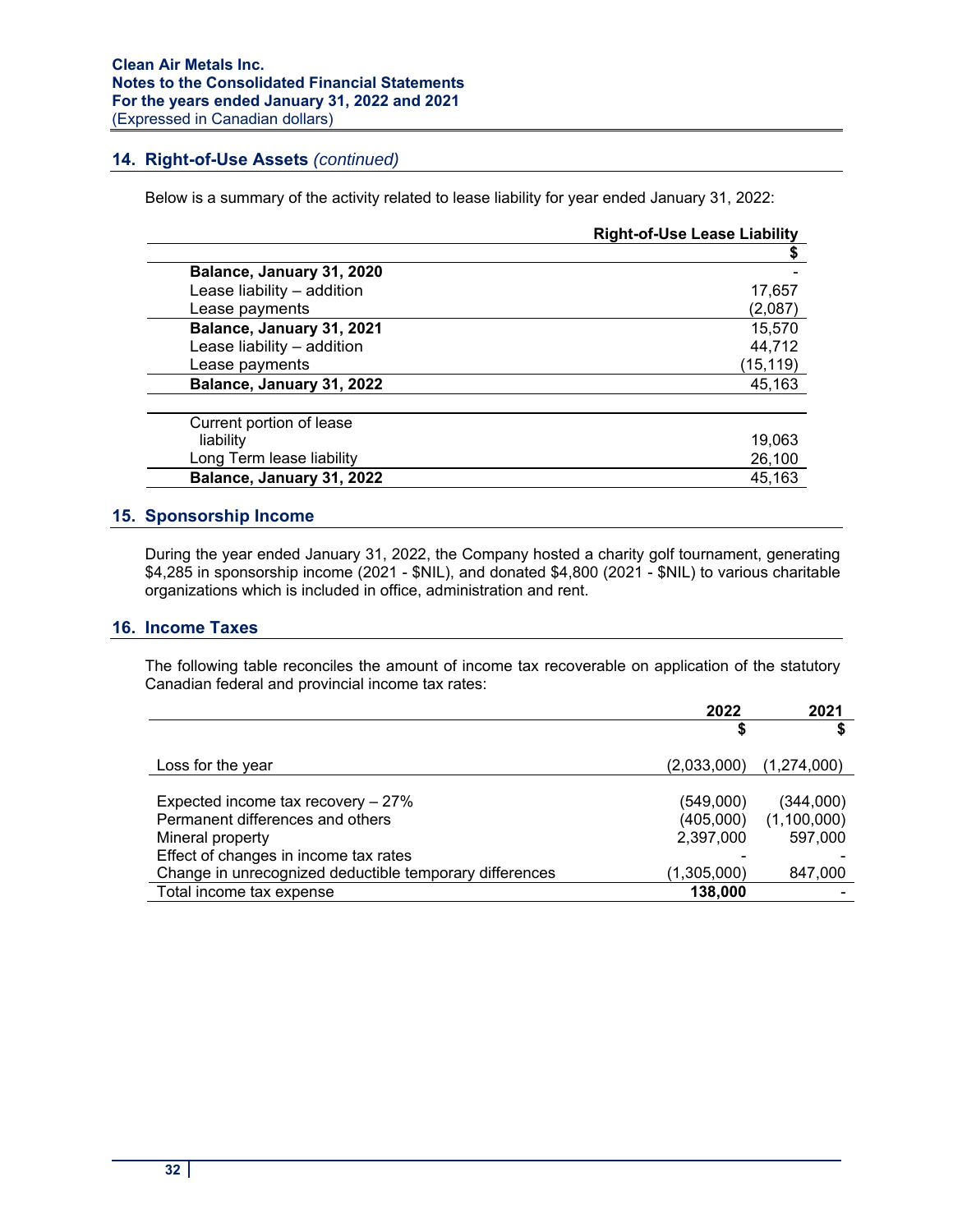## 14. Right-of-Use Assets *(continued)*

Below is a summary of the activity related to lease liability for year ended January 31, 2022:

| | Right-of-Use Lease Liability |
|---|---|
| | $ |
| **Balance, January 31, 2020** | - |
| Lease liability – addition | 17,657 |
| Lease payments | (2,087) |
| **Balance, January 31, 2021** | 15,570 |
| Lease liability – addition | 44,712 |
| Lease payments | (15,119) |
| **Balance, January 31, 2022** | 45,163 |
| | |
| Current portion of lease liability | 19,063 |
| Long Term lease liability | 26,100 |
| **Balance, January 31, 2022** | 45,163 |

## 15. Sponsorship Income

During the year ended January 31, 2022, the Company hosted a charity golf tournament, generating $4,285 in sponsorship income (2021 - $NIL), and donated $4,800 (2021 - $NIL) to various charitable organizations which is included in office, administration and rent.

## 16. Income Taxes

The following table reconciles the amount of income tax recoverable on application of the statutory Canadian federal and provincial income tax rates:

| | 2022 | 2021 |
|---|---|---|
| | $ | $ |
| Loss for the year | (2,033,000) | (1,274,000) |
| | | |
| Expected income tax recovery – 27% | (549,000) | (344,000) |
| Permanent differences and others | (405,000) | (1,100,000) |
| Mineral property | 2,397,000 | 597,000 |
| Effect of changes in income tax rates | - | - |
| Change in unrecognized deductible temporary differences | (1,305,000) | 847,000 |
| Total income tax expense | **138,000** | - |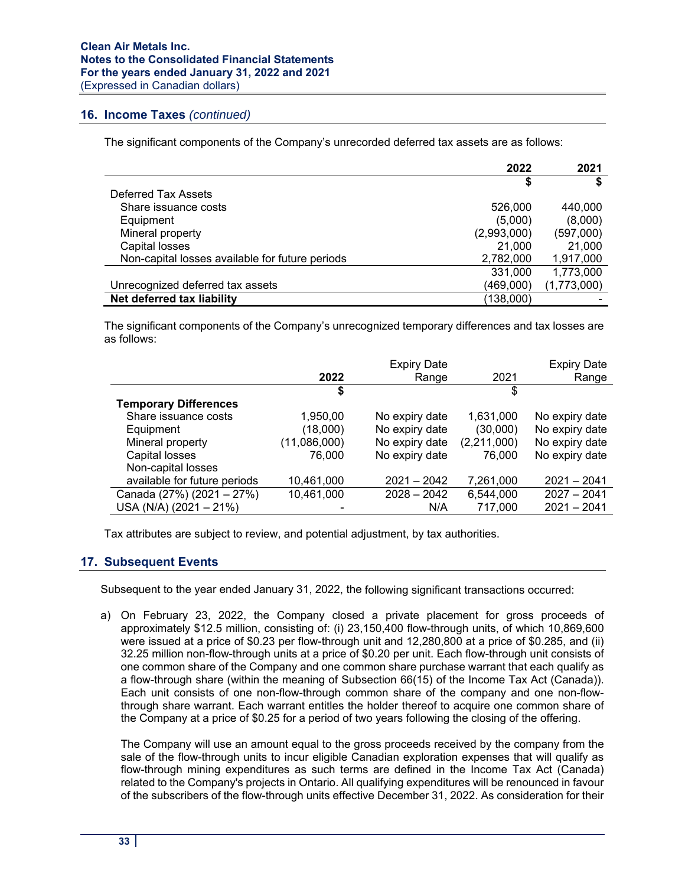## 16. Income Taxes *(continued)*

The significant components of the Company's unrecorded deferred tax assets are as follows:

| | 2022 | 2021 |
|---|---|---|
| | $ | $ |
| Deferred Tax Assets | | |
| Share issuance costs | 526,000 | 440,000 |
| Equipment | (5,000) | (8,000) |
| Mineral property | (2,993,000) | (597,000) |
| Capital losses | 21,000 | 21,000 |
| Non-capital losses available for future periods | 2,782,000 | 1,917,000 |
| | 331,000 | 1,773,000 |
| Unrecognized deferred tax assets | (469,000) | (1,773,000) |
| **Net deferred tax liability** | (138,000) | - |

The significant components of the Company's unrecognized temporary differences and tax losses are as follows:

| | 2022 | Expiry Date Range | 2021 | Expiry Date Range |
|---|---|---|---|---|
| | $ | | $ | |
| **Temporary Differences** | | | | |
| Share issuance costs | 1,950,00 | No expiry date | 1,631,000 | No expiry date |
| Equipment | (18,000) | No expiry date | (30,000) | No expiry date |
| Mineral property | (11,086,000) | No expiry date | (2,211,000) | No expiry date |
| Capital losses | 76,000 | No expiry date | 76,000 | No expiry date |
| Non-capital losses available for future periods | 10,461,000 | 2021 – 2042 | 7,261,000 | 2021 – 2041 |
| Canada (27%) (2021 – 27%) | 10,461,000 | 2028 – 2042 | 6,544,000 | 2027 – 2041 |
| USA (N/A) (2021 – 21%) | - | N/A | 717,000 | 2021 – 2041 |

Tax attributes are subject to review, and potential adjustment, by tax authorities.

## 17. Subsequent Events

Subsequent to the year ended January 31, 2022, the following significant transactions occurred:

a) On February 23, 2022, the Company closed a private placement for gross proceeds of approximately $12.5 million, consisting of: (i) 23,150,400 flow-through units, of which 10,869,600 were issued at a price of $0.23 per flow-through unit and 12,280,800 at a price of $0.285, and (ii) 32.25 million non-flow-through units at a price of $0.20 per unit. Each flow-through unit consists of one common share of the Company and one common share purchase warrant that each qualify as a flow-through share (within the meaning of Subsection 66(15) of the Income Tax Act (Canada)). Each unit consists of one non-flow-through common share of the company and one non-flow-through share warrant. Each warrant entitles the holder thereof to acquire one common share of the Company at a price of $0.25 for a period of two years following the closing of the offering.

   The Company will use an amount equal to the gross proceeds received by the company from the sale of the flow-through units to incur eligible Canadian exploration expenses that will qualify as flow-through mining expenditures as such terms are defined in the Income Tax Act (Canada) related to the Company's projects in Ontario. All qualifying expenditures will be renounced in favour of the subscribers of the flow-through units effective December 31, 2022. As consideration for their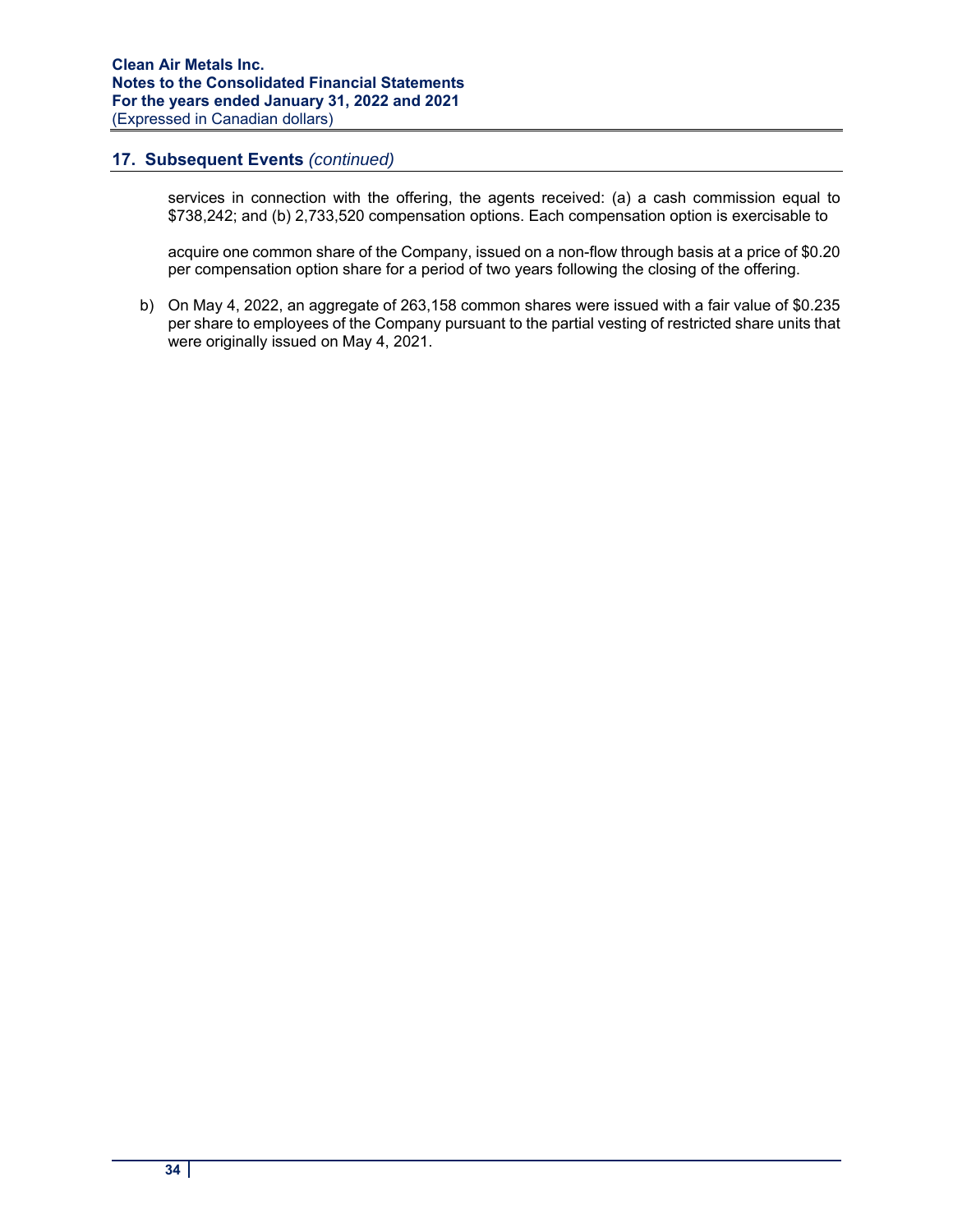## 17. Subsequent Events *(continued)*

services in connection with the offering, the agents received: (a) a cash commission equal to $738,242; and (b) 2,733,520 compensation options. Each compensation option is exercisable to

acquire one common share of the Company, issued on a non-flow through basis at a price of $0.20 per compensation option share for a period of two years following the closing of the offering.

b) On May 4, 2022, an aggregate of 263,158 common shares were issued with a fair value of $0.235 per share to employees of the Company pursuant to the partial vesting of restricted share units that were originally issued on May 4, 2021.